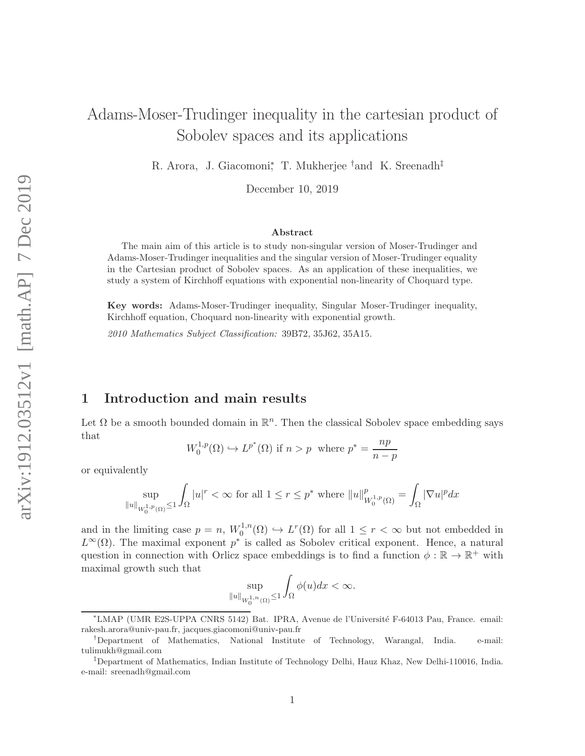# Adams-Moser-Trudinger inequality in the cartesian product of Sobolev spaces and its applications

R. Arora, J. Giacomoni[*], T. Mukherjee [†] and K. Sreenadh[‡]

December 10, 2019

### Abstract

The main aim of this article is to study non-singular version of Moser-Trudinger and Adams-Moser-Trudinger inequalities and the singular version of Moser-Trudinger equality in the Cartesian product of Sobolev spaces. As an application of these inequalities, we study a system of Kirchhoff equations with exponential non-linearity of Choquard type.

**Key words:** Adams-Moser-Trudinger inequality, Singular Moser-Trudinger inequality, Kirchhoff equation, Choquard non-linearity with exponential growth.

*2010 Mathematics Subject Classification:* 39B72, 35J62, 35A15.

## 1 Introduction and main results

Let $\Omega$ be a smooth bounded domain in $\mathbb{R}^n$. Then the classical Sobolev space embedding says that

$$W_0^{1,p}(\Omega) \hookrightarrow L^{p^*}(\Omega) \text{ if } n > p \;\text{ where } p^* = \frac{np}{n-p}$$

or equivalently

$$\sup_{\|u\|_{W_0^{1,p}(\Omega)} \leq 1} \int_\Omega |u|^r < \infty \text{ for all } 1 \leq r \leq p^* \text{ where } \|u\|^p_{W_0^{1,p}(\Omega)} = \int_\Omega |\nabla u|^p dx$$

and in the limiting case $p = n$, $W_0^{1,n}(\Omega) \hookrightarrow L^r(\Omega)$ for all $1 \leq r < \infty$ but not embedded in $L^\infty(\Omega)$. The maximal exponent $p^*$ is called as Sobolev critical exponent. Hence, a natural question in connection with Orlicz space embeddings is to find a function $\phi : \mathbb{R} \to \mathbb{R}^+$ with maximal growth such that

$$\sup_{\|u\|_{W_0^{1,n}(\Omega)} \leq 1} \int_\Omega \phi(u) dx < \infty.$$

---

[*]LMAP (UMR E2S-UPPA CNRS 5142) Bat. IPRA, Avenue de l'Université F-64013 Pau, France. email: rakesh.arora@univ-pau.fr, jacques.giacomoni@univ-pau.fr

[†]Department of Mathematics, National Institute of Technology, Warangal, India. e-mail: tulimukh@gmail.com

[‡]Department of Mathematics, Indian Institute of Technology Delhi, Hauz Khaz, New Delhi-110016, India. e-mail: sreenadh@gmail.com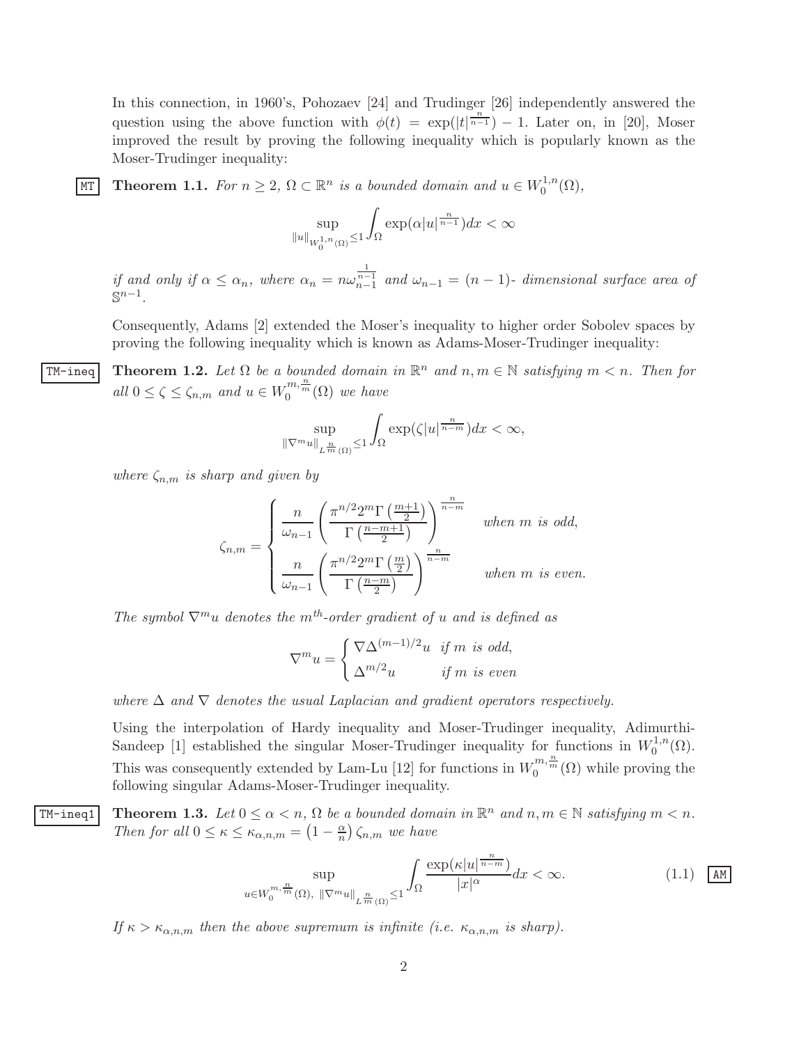In this connection, in 1960's, Pohozaev [24] and Trudinger [26] independently answered the question using the above function with $\phi(t) = \exp(|t|^{\frac{n}{n-1}}) - 1$. Later on, in [20], Moser improved the result by proving the following inequality which is popularly known as the Moser-Trudinger inequality:

**Theorem 1.1.** *For $n \geq 2$, $\Omega \subset \mathbb{R}^n$ is a bounded domain and $u \in W_0^{1,n}(\Omega)$,*

$$\sup_{\|u\|_{W_0^{1,n}(\Omega)} \leq 1} \int_\Omega \exp(\alpha |u|^{\frac{n}{n-1}}) dx < \infty$$

*if and only if $\alpha \leq \alpha_n$, where $\alpha_n = n\omega_{n-1}^{\frac{1}{n-1}}$ and $\omega_{n-1} = (n-1)$- dimensional surface area of $\mathbb{S}^{n-1}$.*

Consequently, Adams [2] extended the Moser's inequality to higher order Sobolev spaces by proving the following inequality which is known as Adams-Moser-Trudinger inequality:

**Theorem 1.2.** *Let $\Omega$ be a bounded domain in $\mathbb{R}^n$ and $n, m \in \mathbb{N}$ satisfying $m < n$. Then for all $0 \leq \zeta \leq \zeta_{n,m}$ and $u \in W_0^{m,\frac{n}{m}}(\Omega)$ we have*

$$\sup_{\|\nabla^m u\|_{L^{\frac{n}{m}}(\Omega)} \leq 1} \int_\Omega \exp(\zeta |u|^{\frac{n}{n-m}}) dx < \infty,$$

*where $\zeta_{n,m}$ is sharp and given by*

$$\zeta_{n,m} = \begin{cases} \dfrac{n}{\omega_{n-1}} \left( \dfrac{\pi^{n/2} 2^m \Gamma\left(\frac{m+1}{2}\right)}{\Gamma\left(\frac{n-m+1}{2}\right)} \right)^{\frac{n}{n-m}} & \text{when } m \text{ is odd,} \\[2ex] \dfrac{n}{\omega_{n-1}} \left( \dfrac{\pi^{n/2} 2^m \Gamma\left(\frac{m}{2}\right)}{\Gamma\left(\frac{n-m}{2}\right)} \right)^{\frac{n}{n-m}} & \text{when } m \text{ is even.} \end{cases}$$

*The symbol $\nabla^m u$ denotes the $m^{th}$-order gradient of $u$ and is defined as*

$$\nabla^m u = \begin{cases} \nabla \Delta^{(m-1)/2} u & \text{if } m \text{ is odd,} \\ \Delta^{m/2} u & \text{if } m \text{ is even} \end{cases}$$

*where $\Delta$ and $\nabla$ denotes the usual Laplacian and gradient operators respectively.*

Using the interpolation of Hardy inequality and Moser-Trudinger inequality, Adimurthi-Sandeep [1] established the singular Moser-Trudinger inequality for functions in $W_0^{1,n}(\Omega)$. This was consequently extended by Lam-Lu [12] for functions in $W_0^{m,\frac{n}{m}}(\Omega)$ while proving the following singular Adams-Moser-Trudinger inequality.

**Theorem 1.3.** *Let $0 \leq \alpha < n$, $\Omega$ be a bounded domain in $\mathbb{R}^n$ and $n, m \in \mathbb{N}$ satisfying $m < n$. Then for all $0 \leq \kappa \leq \kappa_{\alpha,n,m} = \left(1 - \frac{\alpha}{n}\right) \zeta_{n,m}$ we have*

$$\sup_{u \in W_0^{m,\frac{n}{m}}(\Omega),\ \|\nabla^m u\|_{L^{\frac{n}{m}}(\Omega)} \leq 1} \int_\Omega \frac{\exp(\kappa |u|^{\frac{n}{n-m}})}{|x|^\alpha} dx < \infty. \tag{1.1}$$

*If $\kappa > \kappa_{\alpha,n,m}$ then the above supremum is infinite (i.e. $\kappa_{\alpha,n,m}$ is sharp).*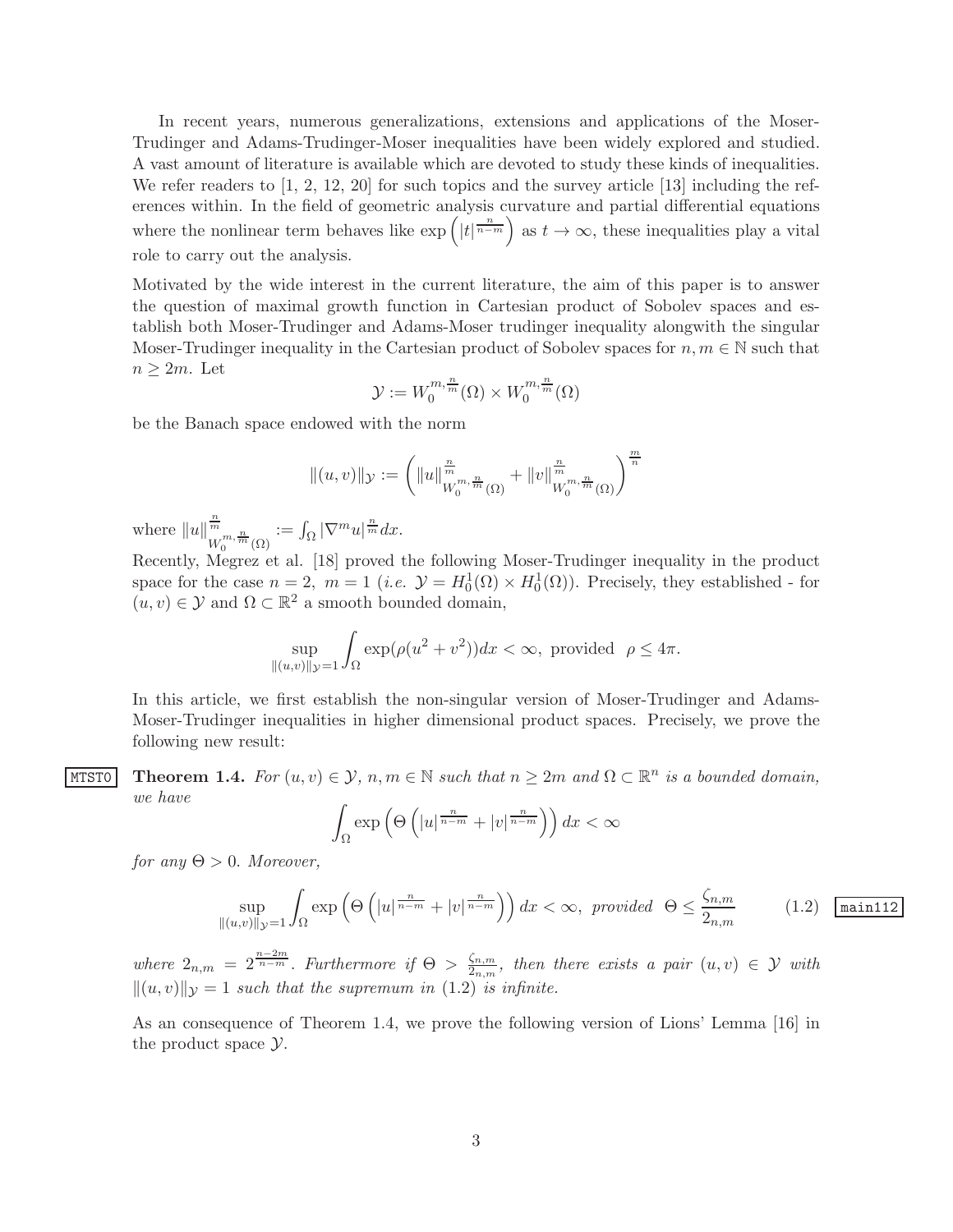In recent years, numerous generalizations, extensions and applications of the Moser-Trudinger and Adams-Trudinger-Moser inequalities have been widely explored and studied. A vast amount of literature is available which are devoted to study these kinds of inequalities. We refer readers to [1, 2, 12, 20] for such topics and the survey article [13] including the references within. In the field of geometric analysis curvature and partial differential equations where the nonlinear term behaves like $\exp\left(|t|^{\frac{n}{n-m}}\right)$ as $t \to \infty$, these inequalities play a vital role to carry out the analysis.

Motivated by the wide interest in the current literature, the aim of this paper is to answer the question of maximal growth function in Cartesian product of Sobolev spaces and establish both Moser-Trudinger and Adams-Moser trudinger inequality alongwith the singular Moser-Trudinger inequality in the Cartesian product of Sobolev spaces for $n, m \in \mathbb{N}$ such that $n \geq 2m$. Let

$$\mathcal{Y} := W_0^{m,\frac{n}{m}}(\Omega) \times W_0^{m,\frac{n}{m}}(\Omega)$$

be the Banach space endowed with the norm

$$\|(u,v)\|_{\mathcal{Y}} := \left( \|u\|^{\frac{n}{m}}_{W_0^{m,\frac{n}{m}}(\Omega)} + \|v\|^{\frac{n}{m}}_{W_0^{m,\frac{n}{m}}(\Omega)} \right)^{\frac{m}{n}}$$

where $\|u\|^{\frac{n}{m}}_{W_0^{m,\frac{n}{m}}(\Omega)} := \int_\Omega |\nabla^m u|^{\frac{n}{m}} dx$.

Recently, Megrez et al. [18] proved the following Moser-Trudinger inequality in the product space for the case $n = 2,\ m = 1$ (*i.e.* $\mathcal{Y} = H_0^1(\Omega) \times H_0^1(\Omega)$). Precisely, they established - for $(u, v) \in \mathcal{Y}$ and $\Omega \subset \mathbb{R}^2$ a smooth bounded domain,

$$\sup_{\|(u,v)\|_{\mathcal{Y}}=1} \int_\Omega \exp(\rho(u^2 + v^2)) dx < \infty, \text{ provided } \rho \leq 4\pi.$$

In this article, we first establish the non-singular version of Moser-Trudinger and Adams-Moser-Trudinger inequalities in higher dimensional product spaces. Precisely, we prove the following new result:

**Theorem 1.4.** *For $(u, v) \in \mathcal{Y}$, $n, m \in \mathbb{N}$ such that $n \geq 2m$ and $\Omega \subset \mathbb{R}^n$ is a bounded domain, we have*

$$\int_\Omega \exp\left(\Theta\left(|u|^{\frac{n}{n-m}} + |v|^{\frac{n}{n-m}}\right)\right) dx < \infty$$

*for any $\Theta > 0$. Moreover,*

$$\sup_{\|(u,v)\|_{\mathcal{Y}}=1} \int_\Omega \exp\left(\Theta\left(|u|^{\frac{n}{n-m}} + |v|^{\frac{n}{n-m}}\right)\right) dx < \infty, \text{ provided } \Theta \leq \frac{\zeta_{n,m}}{2_{n,m}} \tag{1.2}$$

*where $2_{n,m} = 2^{\frac{n-2m}{n-m}}$. Furthermore if $\Theta > \frac{\zeta_{n,m}}{2_{n,m}}$, then there exists a pair $(u, v) \in \mathcal{Y}$ with $\|(u, v)\|_{\mathcal{Y}} = 1$ such that the supremum in (1.2) is infinite.*

As an consequence of Theorem 1.4, we prove the following version of Lions' Lemma [16] in the product space $\mathcal{Y}$.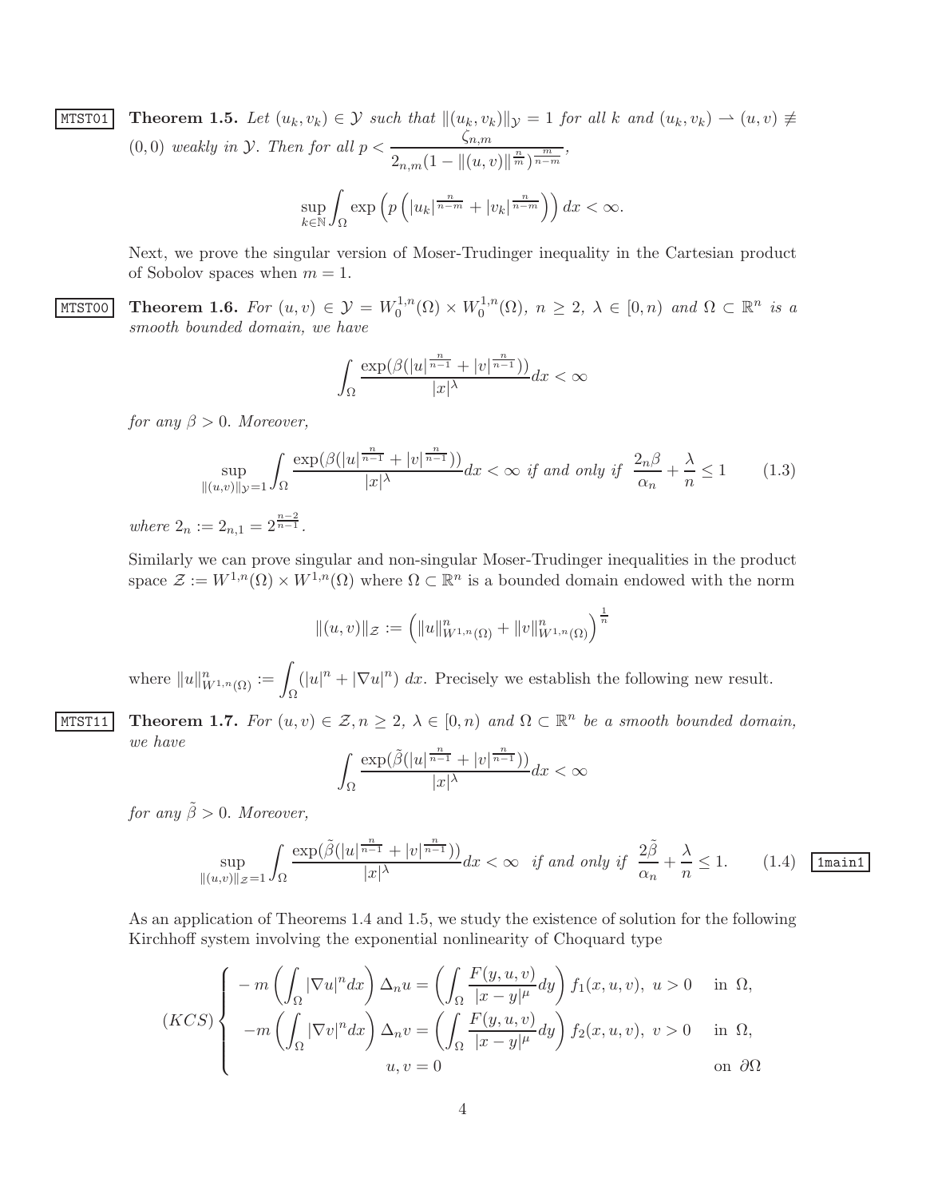**Theorem 1.5.** *Let $(u_k, v_k) \in \mathcal{Y}$ such that $\|(u_k, v_k)\|_{\mathcal{Y}} = 1$ for all $k$ and $(u_k, v_k) \rightharpoonup (u, v) \not\equiv (0, 0)$ weakly in $\mathcal{Y}$. Then for all $p < \dfrac{\zeta_{n,m}}{2_{n,m}(1 - \|(u,v)\|^{\frac{n}{m}})^{\frac{m}{n-m}}}$,*

$$\sup_{k\in\mathbb{N}} \int_\Omega \exp\left(p\left(|u_k|^{\frac{n}{n-m}} + |v_k|^{\frac{n}{n-m}}\right)\right) dx < \infty.$$

Next, we prove the singular version of Moser-Trudinger inequality in the Cartesian product of Sobolov spaces when $m = 1$.

**Theorem 1.6.** *For $(u, v) \in \mathcal{Y} = W_0^{1,n}(\Omega) \times W_0^{1,n}(\Omega)$, $n \geq 2$, $\lambda \in [0, n)$ and $\Omega \subset \mathbb{R}^n$ is a smooth bounded domain, we have*

$$\int_\Omega \frac{\exp(\beta(|u|^{\frac{n}{n-1}} + |v|^{\frac{n}{n-1}}))}{|x|^\lambda} dx < \infty$$

*for any $\beta > 0$. Moreover,*

$$\sup_{\|(u,v)\|_{\mathcal{Y}}=1} \int_\Omega \frac{\exp(\beta(|u|^{\frac{n}{n-1}} + |v|^{\frac{n}{n-1}}))}{|x|^\lambda} dx < \infty \text{ if and only if } \frac{2_n\beta}{\alpha_n} + \frac{\lambda}{n} \leq 1 \tag{1.3}$$

*where $2_n := 2_{n,1} = 2^{\frac{n-2}{n-1}}$.*

Similarly we can prove singular and non-singular Moser-Trudinger inequalities in the product space $\mathcal{Z} := W^{1,n}(\Omega) \times W^{1,n}(\Omega)$ where $\Omega \subset \mathbb{R}^n$ is a bounded domain endowed with the norm

$$\|(u, v)\|_{\mathcal{Z}} := \left(\|u\|^n_{W^{1,n}(\Omega)} + \|v\|^n_{W^{1,n}(\Omega)}\right)^{\frac{1}{n}}$$

where $\|u\|^n_{W^{1,n}(\Omega)} := \displaystyle\int_\Omega (|u|^n + |\nabla u|^n)\, dx$. Precisely we establish the following new result.

**Theorem 1.7.** *For $(u, v) \in \mathcal{Z}, n \geq 2$, $\lambda \in [0, n)$ and $\Omega \subset \mathbb{R}^n$ be a smooth bounded domain, we have*

$$\int_\Omega \frac{\exp(\tilde{\beta}(|u|^{\frac{n}{n-1}} + |v|^{\frac{n}{n-1}}))}{|x|^\lambda} dx < \infty$$

*for any $\tilde{\beta} > 0$. Moreover,*

$$\sup_{\|(u,v)\|_{\mathcal{Z}}=1} \int_\Omega \frac{\exp(\tilde{\beta}(|u|^{\frac{n}{n-1}} + |v|^{\frac{n}{n-1}}))}{|x|^\lambda} dx < \infty \quad \text{if and only if} \quad \frac{2\tilde{\beta}}{\alpha_n} + \frac{\lambda}{n} \leq 1. \tag{1.4}$$

As an application of Theorems 1.4 and 1.5, we study the existence of solution for the following Kirchhoff system involving the exponential nonlinearity of Choquard type

$$(KCS) \begin{cases} -m\left(\displaystyle\int_\Omega |\nabla u|^n dx\right) \Delta_n u = \left(\displaystyle\int_\Omega \frac{F(y, u, v)}{|x - y|^\mu} dy\right) f_1(x, u, v), \; u > 0 & \text{in } \Omega, \\ -m\left(\displaystyle\int_\Omega |\nabla v|^n dx\right) \Delta_n v = \left(\displaystyle\int_\Omega \frac{F(y, u, v)}{|x - y|^\mu} dy\right) f_2(x, u, v), \; v > 0 & \text{in } \Omega, \\ u, v = 0 & \text{on } \partial\Omega \end{cases}$$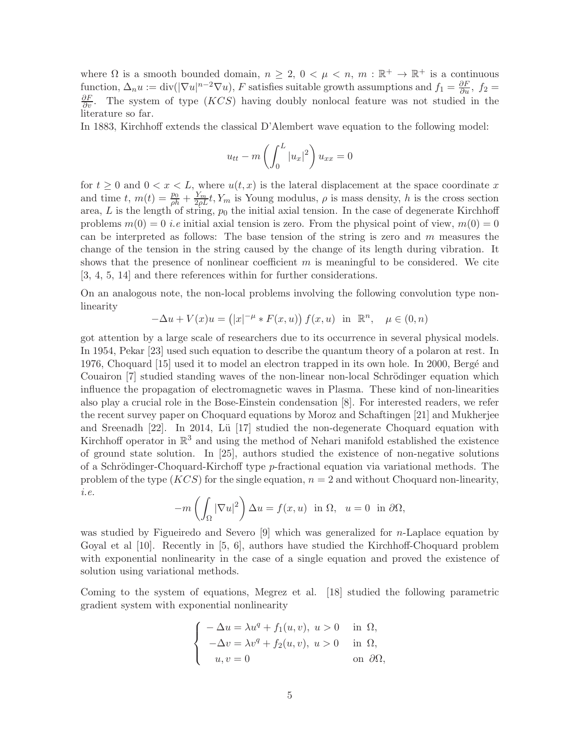where $\Omega$ is a smooth bounded domain, $n \geq 2$, $0 < \mu < n$, $m : \mathbb{R}^+ \to \mathbb{R}^+$ is a continuous function, $\Delta_n u := \text{div}(|\nabla u|^{n-2}\nabla u)$, $F$ satisfies suitable growth assumptions and $f_1 = \frac{\partial F}{\partial u}$, $f_2 = \frac{\partial F}{\partial v}$. The system of type $(KCS)$ having doubly nonlocal feature was not studied in the literature so far.

In 1883, Kirchhoff extends the classical D'Alembert wave equation to the following model:

$$u_{tt} - m\left(\int_0^L |u_x|^2\right) u_{xx} = 0$$

for $t \geq 0$ and $0 < x < L$, where $u(t, x)$ is the lateral displacement at the space coordinate $x$ and time $t$, $m(t) = \frac{p_0}{\rho h} + \frac{Y_m}{2\rho L}t$, $Y_m$ is Young modulus, $\rho$ is mass density, $h$ is the cross section area, $L$ is the length of string, $p_0$ the initial axial tension. In the case of degenerate Kirchhoff problems $m(0) = 0$ *i.e* initial axial tension is zero. From the physical point of view, $m(0) = 0$ can be interpreted as follows: The base tension of the string is zero and $m$ measures the change of the tension in the string caused by the change of its length during vibration. It shows that the presence of nonlinear coefficient $m$ is meaningful to be considered. We cite [3, 4, 5, 14] and there references within for further considerations.

On an analogous note, the non-local problems involving the following convolution type nonlinearity

$$-\Delta u + V(x)u = \left(|x|^{-\mu} * F(x, u)\right) f(x, u) \ \text{ in } \ \mathbb{R}^n, \quad \mu \in (0, n)$$

got attention by a large scale of researchers due to its occurrence in several physical models. In 1954, Pekar [23] used such equation to describe the quantum theory of a polaron at rest. In 1976, Choquard [15] used it to model an electron trapped in its own hole. In 2000, Bergé and Couairon [7] studied standing waves of the non-linear non-local Schrödinger equation which influence the propagation of electromagnetic waves in Plasma. These kind of non-linearities also play a crucial role in the Bose-Einstein condensation [8]. For interested readers, we refer the recent survey paper on Choquard equations by Moroz and Schaftingen [21] and Mukherjee and Sreenadh [22]. In 2014, Lü [17] studied the non-degenerate Choquard equation with Kirchhoff operator in $\mathbb{R}^3$ and using the method of Nehari manifold established the existence of ground state solution. In [25], authors studied the existence of non-negative solutions of a Schrödinger-Choquard-Kirchhoff type $p$-fractional equation via variational methods. The problem of the type $(KCS)$ for the single equation, $n = 2$ and without Choquard non-linearity, *i.e.*

$$-m\left(\int_\Omega |\nabla u|^2\right) \Delta u = f(x, u) \ \text{ in } \Omega, \quad u = 0 \ \text{ in } \partial\Omega,$$

was studied by Figueiredo and Severo [9] which was generalized for $n$-Laplace equation by Goyal et al [10]. Recently in [5, 6], authors have studied the Kirchhoff-Choquard problem with exponential nonlinearity in the case of a single equation and proved the existence of solution using variational methods.

Coming to the system of equations, Megrez et al. [18] studied the following parametric gradient system with exponential nonlinearity

$$\begin{cases} -\Delta u = \lambda u^q + f_1(u, v), \ u > 0 & \text{in } \Omega, \\ -\Delta v = \lambda v^q + f_2(u, v), \ u > 0 & \text{in } \Omega, \\ u, v = 0 & \text{on } \partial\Omega, \end{cases}$$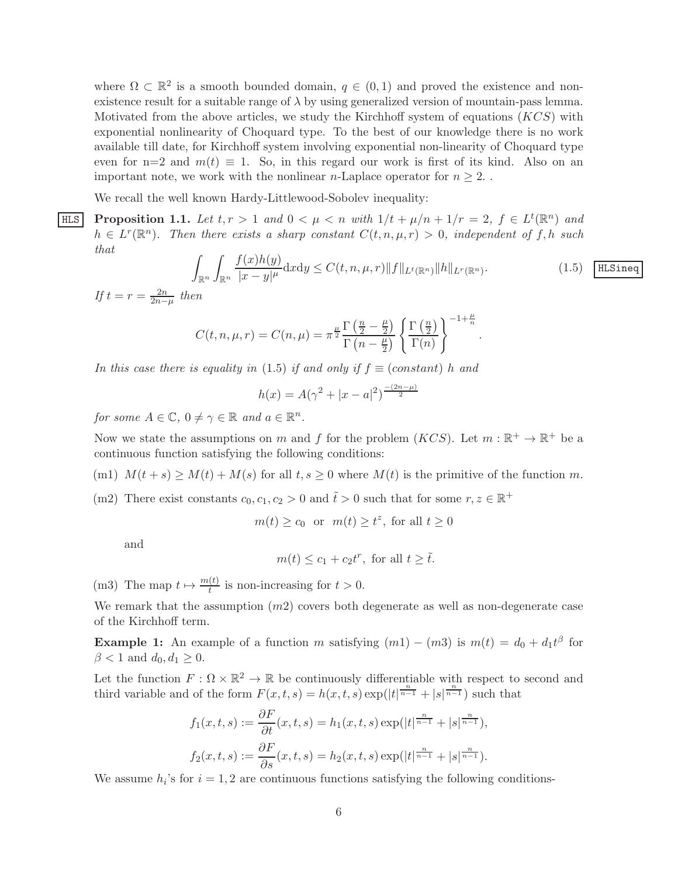where $\Omega \subset \mathbb{R}^2$ is a smooth bounded domain, $q \in (0,1)$ and proved the existence and non-existence result for a suitable range of $\lambda$ by using generalized version of mountain-pass lemma. Motivated from the above articles, we study the Kirchhoff system of equations $(KCS)$ with exponential nonlinearity of Choquard type. To the best of our knowledge there is no work available till date, for Kirchhoff system involving exponential non-linearity of Choquard type even for n=2 and $m(t) \equiv 1$. So, in this regard our work is first of its kind. Also on an important note, we work with the nonlinear $n$-Laplace operator for $n \geq 2$. .

We recall the well known Hardy-Littlewood-Sobolev inequality:

**Proposition 1.1.** *Let $t, r > 1$ and $0 < \mu < n$ with $1/t + \mu/n + 1/r = 2$, $f \in L^t(\mathbb{R}^n)$ and $h \in L^r(\mathbb{R}^n)$. Then there exists a sharp constant $C(t, n, \mu, r) > 0$, independent of $f, h$ such that*

$$\int_{\mathbb{R}^n} \int_{\mathbb{R}^n} \frac{f(x)h(y)}{|x-y|^\mu} \mathrm{d}x\mathrm{d}y \leq C(t, n, \mu, r) \|f\|_{L^t(\mathbb{R}^n)} \|h\|_{L^r(\mathbb{R}^n)}. \tag{1.5}$$

*If $t = r = \frac{2n}{2n-\mu}$ then*

$$C(t, n, \mu, r) = C(n, \mu) = \pi^{\frac{\mu}{2}} \frac{\Gamma\left(\frac{n}{2} - \frac{\mu}{2}\right)}{\Gamma\left(n - \frac{\mu}{2}\right)} \left\{ \frac{\Gamma\left(\frac{n}{2}\right)}{\Gamma(n)} \right\}^{-1+\frac{\mu}{n}}.$$

*In this case there is equality in (1.5) if and only if $f \equiv (constant)\ h$ and*

$$h(x) = A(\gamma^2 + |x-a|^2)^{\frac{-(2n-\mu)}{2}}$$

*for some $A \in \mathbb{C}$, $0 \neq \gamma \in \mathbb{R}$ and $a \in \mathbb{R}^n$.*

Now we state the assumptions on $m$ and $f$ for the problem $(KCS)$. Let $m : \mathbb{R}^+ \to \mathbb{R}^+$ be a continuous function satisfying the following conditions:

(m1) $M(t+s) \geq M(t) + M(s)$ for all $t, s \geq 0$ where $M(t)$ is the primitive of the function $m$.

(m2) There exist constants $c_0, c_1, c_2 > 0$ and $\tilde{t} > 0$ such that for some $r, z \in \mathbb{R}^+$

$$m(t) \geq c_0 \ \text{ or } \ m(t) \geq t^z, \text{ for all } t \geq 0$$

and

$$m(t) \leq c_1 + c_2 t^r, \text{ for all } t \geq \tilde{t}.$$

(m3) The map $t \mapsto \frac{m(t)}{t}$ is non-increasing for $t > 0$.

We remark that the assumption $(m2)$ covers both degenerate as well as non-degenerate case of the Kirchhoff term.

**Example 1:** An example of a function $m$ satisfying $(m1) - (m3)$ is $m(t) = d_0 + d_1 t^\beta$ for $\beta < 1$ and $d_0, d_1 \geq 0$.

Let the function $F : \Omega \times \mathbb{R}^2 \to \mathbb{R}$ be continuously differentiable with respect to second and third variable and of the form $F(x, t, s) = h(x, t, s) \exp(|t|^{\frac{n}{n-1}} + |s|^{\frac{n}{n-1}})$ such that

$$f_1(x, t, s) := \frac{\partial F}{\partial t}(x, t, s) = h_1(x, t, s) \exp(|t|^{\frac{n}{n-1}} + |s|^{\frac{n}{n-1}}),$$

$$f_2(x, t, s) := \frac{\partial F}{\partial s}(x, t, s) = h_2(x, t, s) \exp(|t|^{\frac{n}{n-1}} + |s|^{\frac{n}{n-1}}).$$

We assume $h_i$'s for $i = 1, 2$ are continuous functions satisfying the following conditions-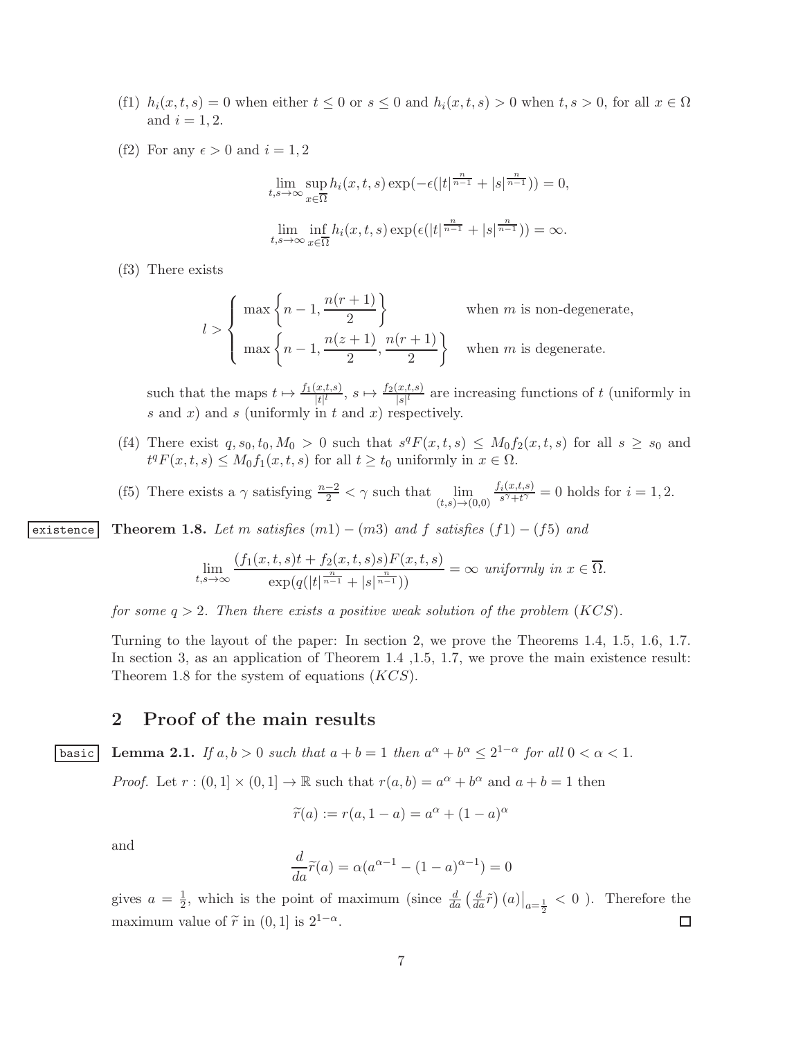(f1) $h_i(x,t,s) = 0$ when either $t \leq 0$ or $s \leq 0$ and $h_i(x,t,s) > 0$ when $t, s > 0$, for all $x \in \Omega$ and $i = 1, 2$.

(f2) For any $\epsilon > 0$ and $i = 1, 2$

$$\lim_{t,s\to\infty} \sup_{x\in\overline{\Omega}} h_i(x,t,s)\exp(-\epsilon(|t|^{\frac{n}{n-1}} + |s|^{\frac{n}{n-1}})) = 0,$$

$$\lim_{t,s\to\infty} \inf_{x\in\overline{\Omega}} h_i(x,t,s)\exp(\epsilon(|t|^{\frac{n}{n-1}} + |s|^{\frac{n}{n-1}})) = \infty.$$

(f3) There exists

$$l > \begin{cases} \max\left\{n-1, \dfrac{n(r+1)}{2}\right\} & \text{when } m \text{ is non-degenerate,} \\ \max\left\{n-1, \dfrac{n(z+1)}{2}, \dfrac{n(r+1)}{2}\right\} & \text{when } m \text{ is degenerate.} \end{cases}$$

such that the maps $t \mapsto \frac{f_1(x,t,s)}{|t|^l}$, $s \mapsto \frac{f_2(x,t,s)}{|s|^l}$ are increasing functions of $t$ (uniformly in $s$ and $x$) and $s$ (uniformly in $t$ and $x$) respectively.

(f4) There exist $q, s_0, t_0, M_0 > 0$ such that $s^q F(x,t,s) \leq M_0 f_2(x,t,s)$ for all $s \geq s_0$ and $t^q F(x,t,s) \leq M_0 f_1(x,t,s)$ for all $t \geq t_0$ uniformly in $x \in \Omega$.

(f5) There exists a $\gamma$ satisfying $\frac{n-2}{2} < \gamma$ such that $\lim\limits_{(t,s)\to(0,0)} \frac{f_i(x,t,s)}{s^\gamma + t^\gamma} = 0$ holds for $i = 1, 2$.

**Theorem 1.8.** *Let $m$ satisfies $(m1)-(m3)$ and $f$ satisfies $(f1)-(f5)$ and*

$$\lim_{t,s\to\infty} \frac{(f_1(x,t,s)t + f_2(x,t,s)s)F(x,t,s)}{\exp(q(|t|^{\frac{n}{n-1}} + |s|^{\frac{n}{n-1}}))} = \infty \text{ uniformly in } x \in \overline{\Omega}.$$

*for some $q > 2$. Then there exists a positive weak solution of the problem $(KCS)$.*

Turning to the layout of the paper: In section 2, we prove the Theorems 1.4, 1.5, 1.6, 1.7. In section 3, as an application of Theorem 1.4 ,1.5, 1.7, we prove the main existence result: Theorem 1.8 for the system of equations $(KCS)$.

## 2 Proof of the main results

**Lemma 2.1.** *If $a, b > 0$ such that $a + b = 1$ then $a^\alpha + b^\alpha \leq 2^{1-\alpha}$ for all $0 < \alpha < 1$.*

*Proof.* Let $r : (0,1] \times (0,1] \to \mathbb{R}$ such that $r(a,b) = a^\alpha + b^\alpha$ and $a + b = 1$ then

$$\widetilde{r}(a) := r(a, 1-a) = a^\alpha + (1-a)^\alpha$$

and

$$\frac{d}{da}\widetilde{r}(a) = \alpha(a^{\alpha-1} - (1-a)^{\alpha-1}) = 0$$

gives $a = \frac{1}{2}$, which is the point of maximum (since $\frac{d}{da}\left(\frac{d}{da}\widetilde{r}\right)(a)\big|_{a=\frac{1}{2}} < 0$ ). Therefore the maximum value of $\widetilde{r}$ in $(0,1]$ is $2^{1-\alpha}$. $\square$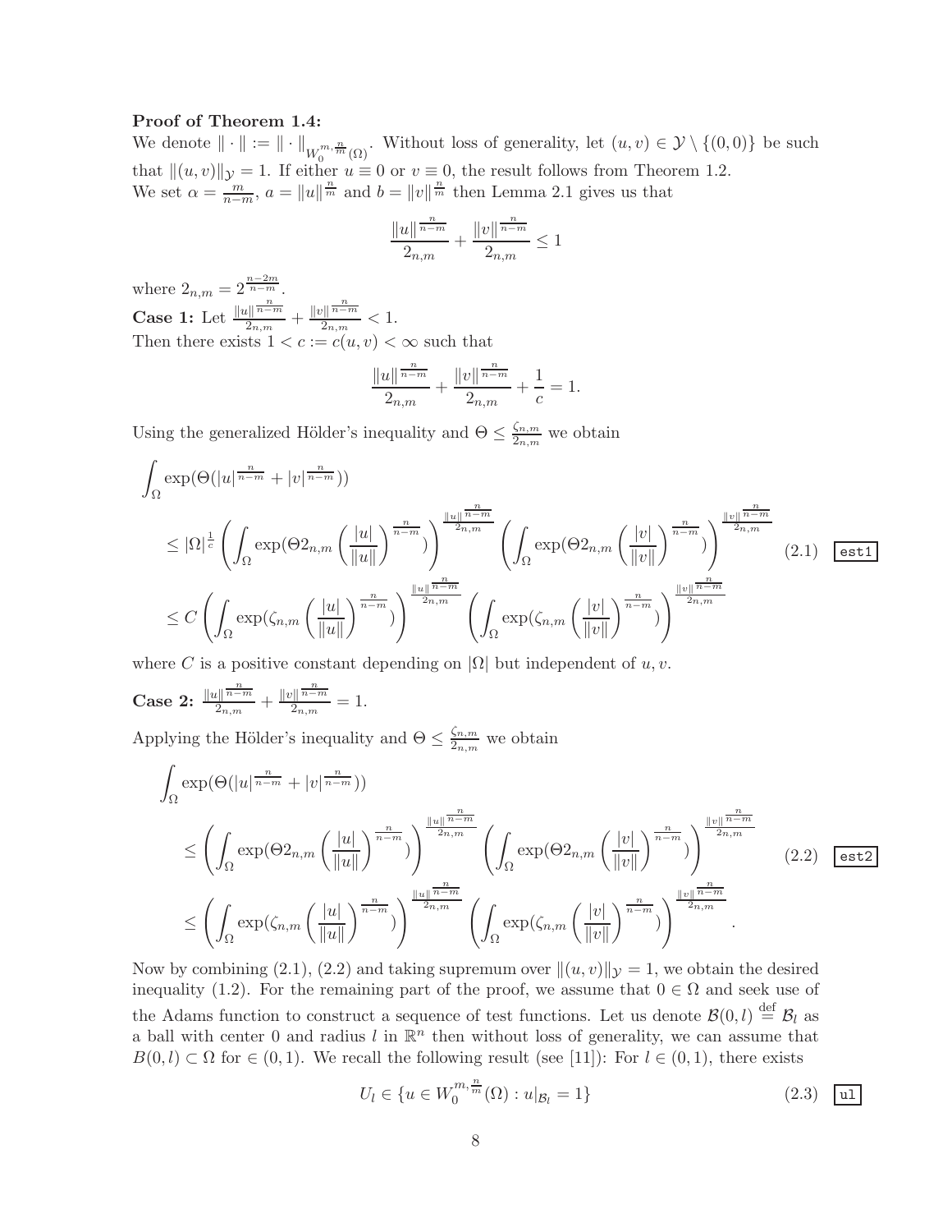**Proof of Theorem 1.4:**
We denote $\|\cdot\| := \|\cdot\|_{W_0^{m,\frac{n}{m}}(\Omega)}$. Without loss of generality, let $(u,v) \in \mathcal{Y} \setminus \{(0,0)\}$ be such that $\|(u,v)\|_{\mathcal{Y}} = 1$. If either $u \equiv 0$ or $v \equiv 0$, the result follows from Theorem 1.2.
We set $\alpha = \frac{m}{n-m}$, $a = \|u\|^{\frac{n}{m}}$ and $b = \|v\|^{\frac{n}{m}}$ then Lemma 2.1 gives us that

$$\frac{\|u\|^{\frac{n}{n-m}}}{2_{n,m}} + \frac{\|v\|^{\frac{n}{n-m}}}{2_{n,m}} \leq 1$$

where $2_{n,m} = 2^{\frac{n-2m}{n-m}}$.
**Case 1:** Let $\frac{\|u\|^{\frac{n}{n-m}}}{2_{n,m}} + \frac{\|v\|^{\frac{n}{n-m}}}{2_{n,m}} < 1$.
Then there exists $1 < c := c(u,v) < \infty$ such that

$$\frac{\|u\|^{\frac{n}{n-m}}}{2_{n,m}} + \frac{\|v\|^{\frac{n}{n-m}}}{2_{n,m}} + \frac{1}{c} = 1.$$

Using the generalized Hölder's inequality and $\Theta \leq \frac{\zeta_{n,m}}{2_{n,m}}$ we obtain

$$\begin{aligned}
&\int_\Omega \exp(\Theta(|u|^{\frac{n}{n-m}} + |v|^{\frac{n}{n-m}})) \\
&\leq |\Omega|^{\frac{1}{c}} \left( \int_\Omega \exp(\Theta 2_{n,m} \left(\frac{|u|}{\|u\|}\right)^{\frac{n}{n-m}}) \right)^{\frac{\|u\|^{\frac{n}{n-m}}}{2_{n,m}}} \left( \int_\Omega \exp(\Theta 2_{n,m} \left(\frac{|v|}{\|v\|}\right)^{\frac{n}{n-m}}) \right)^{\frac{\|v\|^{\frac{n}{n-m}}}{2_{n,m}}} \\
&\leq C \left( \int_\Omega \exp(\zeta_{n,m} \left(\frac{|u|}{\|u\|}\right)^{\frac{n}{n-m}}) \right)^{\frac{\|u\|^{\frac{n}{n-m}}}{2_{n,m}}} \left( \int_\Omega \exp(\zeta_{n,m} \left(\frac{|v|}{\|v\|}\right)^{\frac{n}{n-m}}) \right)^{\frac{\|v\|^{\frac{n}{n-m}}}{2_{n,m}}}
\end{aligned} \tag{2.1}$$

where $C$ is a positive constant depending on $|\Omega|$ but independent of $u, v$.

**Case 2:** $\frac{\|u\|^{\frac{n}{n-m}}}{2_{n,m}} + \frac{\|v\|^{\frac{n}{n-m}}}{2_{n,m}} = 1$.

Applying the Hölder's inequality and $\Theta \leq \frac{\zeta_{n,m}}{2_{n,m}}$ we obtain

$$\begin{aligned}
&\int_\Omega \exp(\Theta(|u|^{\frac{n}{n-m}} + |v|^{\frac{n}{n-m}})) \\
&\leq \left( \int_\Omega \exp(\Theta 2_{n,m} \left(\frac{|u|}{\|u\|}\right)^{\frac{n}{n-m}}) \right)^{\frac{\|u\|^{\frac{n}{n-m}}}{2_{n,m}}} \left( \int_\Omega \exp(\Theta 2_{n,m} \left(\frac{|v|}{\|v\|}\right)^{\frac{n}{n-m}}) \right)^{\frac{\|v\|^{\frac{n}{n-m}}}{2_{n,m}}} \\
&\leq \left( \int_\Omega \exp(\zeta_{n,m} \left(\frac{|u|}{\|u\|}\right)^{\frac{n}{n-m}}) \right)^{\frac{\|u\|^{\frac{n}{n-m}}}{2_{n,m}}} \left( \int_\Omega \exp(\zeta_{n,m} \left(\frac{|v|}{\|v\|}\right)^{\frac{n}{n-m}}) \right)^{\frac{\|v\|^{\frac{n}{n-m}}}{2_{n,m}}}.
\end{aligned} \tag{2.2}$$

Now by combining (2.1), (2.2) and taking supremum over $\|(u,v)\|_{\mathcal{Y}} = 1$, we obtain the desired inequality (1.2). For the remaining part of the proof, we assume that $0 \in \Omega$ and seek use of the Adams function to construct a sequence of test functions. Let us denote $\mathcal{B}(0,l) \stackrel{\text{def}}{=} \mathcal{B}_l$ as a ball with center 0 and radius $l$ in $\mathbb{R}^n$ then without loss of generality, we can assume that $B(0,l) \subset \Omega$ for $\in (0,1)$. We recall the following result (see [11]): For $l \in (0,1)$, there exists

$$U_l \in \{u \in W_0^{m,\frac{n}{m}}(\Omega) : u|_{\mathcal{B}_l} = 1\} \tag{2.3}$$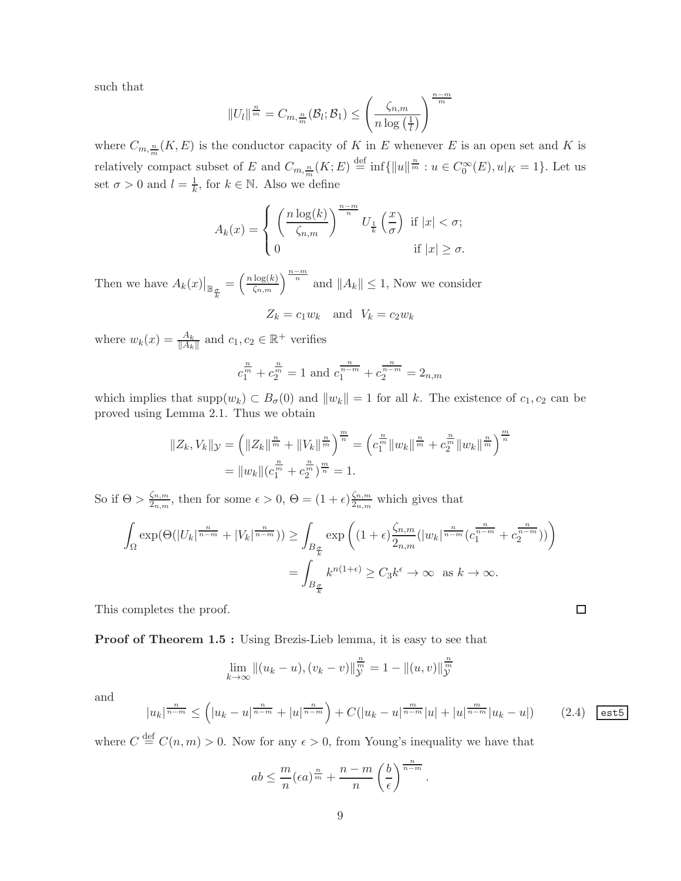such that

$$\|U_l\|^{\frac{n}{m}} = C_{m,\frac{n}{m}}(\mathcal{B}_l;\mathcal{B}_1) \le \left(\frac{\zeta_{n,m}}{n\log\left(\frac{1}{l}\right)}\right)^{\frac{n-m}{m}}$$

where $C_{m,\frac{n}{m}}(K,E)$ is the conductor capacity of $K$ in $E$ whenever $E$ is an open set and $K$ is relatively compact subset of $E$ and $C_{m,\frac{n}{m}}(K;E) \overset{\text{def}}{=} \inf\{\|u\|^{\frac{n}{m}} : u \in C_0^\infty(E), u|_K = 1\}$. Let us set $\sigma > 0$ and $l = \frac{1}{k}$, for $k \in \mathbb{N}$. Also we define

$$A_k(x) = \begin{cases} \left(\dfrac{n\log(k)}{\zeta_{n,m}}\right)^{\frac{n-m}{n}} U_{\frac{1}{k}}\left(\dfrac{x}{\sigma}\right) & \text{if } |x| < \sigma; \\ 0 & \text{if } |x| \ge \sigma. \end{cases}$$

Then we have $A_k(x)\big|_{\mathbb{B}_{\frac{\sigma}{k}}} = \left(\frac{n\log(k)}{\zeta_{n,m}}\right)^{\frac{n-m}{n}}$ and $\|A_k\| \le 1$, Now we consider

$$Z_k = c_1 w_k \quad \text{and} \quad V_k = c_2 w_k$$

where $w_k(x) = \frac{A_k}{\|A_k\|}$ and $c_1, c_2 \in \mathbb{R}^+$ verifies

$$c_1^{\frac{n}{m}} + c_2^{\frac{n}{m}} = 1 \text{ and } c_1^{\frac{n}{n-m}} + c_2^{\frac{n}{n-m}} = 2_{n,m}$$

which implies that $\text{supp}(w_k) \subset B_\sigma(0)$ and $\|w_k\| = 1$ for all $k$. The existence of $c_1, c_2$ can be proved using Lemma 2.1. Thus we obtain

$$\begin{aligned}
\|Z_k, V_k\|_{\mathcal{Y}} &= \left(\|Z_k\|^{\frac{n}{m}} + \|V_k\|^{\frac{n}{m}}\right)^{\frac{m}{n}} = \left(c_1^{\frac{n}{m}}\|w_k\|^{\frac{n}{m}} + c_2^{\frac{n}{m}}\|w_k\|^{\frac{n}{m}}\right)^{\frac{m}{n}} \\
&= \|w_k\|(c_1^{\frac{n}{m}} + c_2^{\frac{n}{m}})^{\frac{m}{n}} = 1.
\end{aligned}$$

So if $\Theta > \frac{\zeta_{n,m}}{2_{n,m}}$, then for some $\epsilon > 0$, $\Theta = (1+\epsilon)\frac{\zeta_{n,m}}{2_{n,m}}$ which gives that

$$\begin{aligned}
\int_\Omega \exp(\Theta(|U_k|^{\frac{n}{n-m}} + |V_k|^{\frac{n}{n-m}})) &\ge \int_{B_{\frac{\sigma}{k}}} \exp\left((1+\epsilon)\frac{\zeta_{n,m}}{2_{n,m}}(|w_k|^{\frac{n}{n-m}}(c_1^{\frac{n}{n-m}} + c_2^{\frac{n}{n-m}}))\right) \\
&= \int_{B_{\frac{\sigma}{k}}} k^{n(1+\epsilon)} \ge C_3 k^\epsilon \to \infty \text{ as } k \to \infty.
\end{aligned}$$

This completes the proof. $\square$

**Proof of Theorem 1.5 :** Using Brezis-Lieb lemma, it is easy to see that

$$\lim_{k\to\infty} \|(u_k - u), (v_k - v)\|_{\mathcal{Y}}^{\frac{n}{m}} = 1 - \|(u,v)\|_{\mathcal{Y}}^{\frac{n}{m}}$$

and

$$|u_k|^{\frac{n}{n-m}} \le \left(|u_k - u|^{\frac{n}{n-m}} + |u|^{\frac{n}{n-m}}\right) + C(|u_k - u|^{\frac{m}{n-m}}|u| + |u|^{\frac{m}{n-m}}|u_k - u|) \tag{2.4}$$

where $C \overset{\text{def}}{=} C(n,m) > 0$. Now for any $\epsilon > 0$, from Young's inequality we have that

$$ab \le \frac{m}{n}(\epsilon a)^{\frac{n}{m}} + \frac{n-m}{n}\left(\frac{b}{\epsilon}\right)^{\frac{n}{n-m}}.$$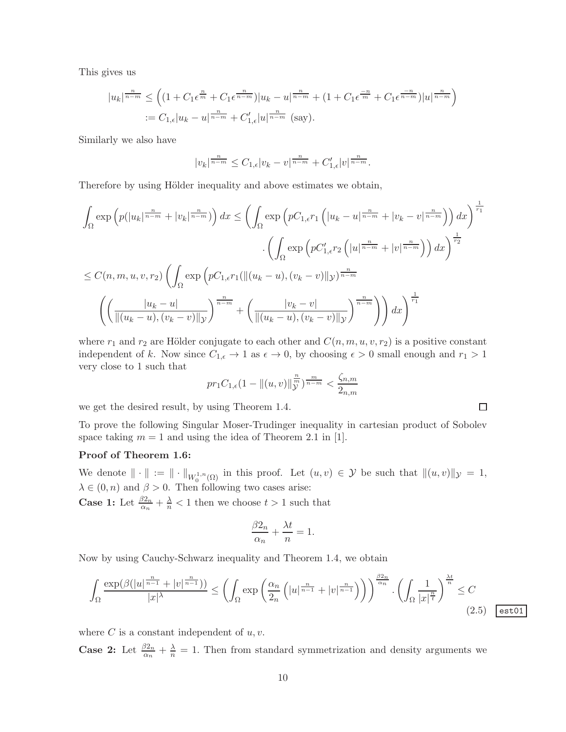This gives us

$$|u_k|^{\frac{n}{n-m}} \leq \Big( (1 + C_1 \epsilon^{\frac{n}{m}} + C_1 \epsilon^{\frac{n}{n-m}}) |u_k - u|^{\frac{n}{n-m}} + (1 + C_1 \epsilon^{\frac{-n}{m}} + C_1 \epsilon^{\frac{-n}{n-m}}) |u|^{\frac{n}{n-m}} \Big)$$
$$:= C_{1,\epsilon} |u_k - u|^{\frac{n}{n-m}} + C'_{1,\epsilon} |u|^{\frac{n}{n-m}} \text{ (say).}$$

Similarly we also have

$$|v_k|^{\frac{n}{n-m}} \leq C_{1,\epsilon} |v_k - v|^{\frac{n}{n-m}} + C'_{1,\epsilon} |v|^{\frac{n}{n-m}}.$$

Therefore by using Hölder inequality and above estimates we obtain,

$$\int_\Omega \exp\Big( p(|u_k|^{\frac{n}{n-m}} + |v_k|^{\frac{n}{n-m}}) \Big) dx \leq \left( \int_\Omega \exp\Big( pC_{1,\epsilon} r_1 \Big( |u_k - u|^{\frac{n}{n-m}} + |v_k - v|^{\frac{n}{n-m}} \Big) \Big) dx \right)^{\frac{1}{r_1}}$$
$$\cdot \left( \int_\Omega \exp\Big( pC'_{1,\epsilon} r_2 \Big( |u|^{\frac{n}{n-m}} + |v|^{\frac{n}{n-m}} \Big) \Big) dx \right)^{\frac{1}{r_2}}$$
$$\leq C(n,m,u,v,r_2) \left( \int_\Omega \exp\Big( pC_{1,\epsilon} r_1 (\|(u_k - u),(v_k - v)\|_{\mathcal{Y}})^{\frac{n}{n-m}} \right.$$
$$\left. \left( \left( \frac{|u_k - u|}{\|(u_k - u),(v_k - v)\|_{\mathcal{Y}}} \right)^{\frac{n}{n-m}} + \left( \frac{|v_k - v|}{\|(u_k - u),(v_k - v)\|_{\mathcal{Y}}} \right)^{\frac{n}{n-m}} \right) \Big) dx \right)^{\frac{1}{r_1}}$$

where $r_1$ and $r_2$ are Hölder conjugate to each other and $C(n,m,u,v,r_2)$ is a positive constant independent of $k$. Now since $C_{1,\epsilon} \to 1$ as $\epsilon \to 0$, by choosing $\epsilon > 0$ small enough and $r_1 > 1$ very close to 1 such that

$$pr_1 C_{1,\epsilon} (1 - \|(u,v)\|_{\mathcal{Y}}^{\frac{n}{m}})^{\frac{m}{n-m}} < \frac{\zeta_{n,m}}{2_{n,m}}$$

we get the desired result, by using Theorem 1.4. □

To prove the following Singular Moser-Trudinger inequality in cartesian product of Sobolev space taking $m = 1$ and using the idea of Theorem 2.1 in [1].

**Proof of Theorem 1.6:**

We denote $\|\cdot\| := \|\cdot\|_{W_0^{1,n}(\Omega)}$ in this proof. Let $(u,v) \in \mathcal{Y}$ be such that $\|(u,v)\|_{\mathcal{Y}} = 1$, $\lambda \in (0,n)$ and $\beta > 0$. Then following two cases arise:

**Case 1:** Let $\frac{\beta 2_n}{\alpha_n} + \frac{\lambda}{n} < 1$ then we choose $t > 1$ such that

$$\frac{\beta 2_n}{\alpha_n} + \frac{\lambda t}{n} = 1.$$

Now by using Cauchy-Schwarz inequality and Theorem 1.4, we obtain

$$\int_\Omega \frac{\exp(\beta(|u|^{\frac{n}{n-1}} + |v|^{\frac{n}{n-1}}))}{|x|^\lambda} \leq \left( \int_\Omega \exp\left( \frac{\alpha_n}{2_n} \left( |u|^{\frac{n}{n-1}} + |v|^{\frac{n}{n-1}} \right) \right) \right)^{\frac{\beta 2_n}{\alpha_n}} \cdot \left( \int_\Omega \frac{1}{|x|^{\frac{n}{t}}} \right)^{\frac{\lambda t}{n}} \leq C \tag{2.5}$$

where $C$ is a constant independent of $u, v$.

**Case 2:** Let $\frac{\beta 2_n}{\alpha_n} + \frac{\lambda}{n} = 1$. Then from standard symmetrization and density arguments we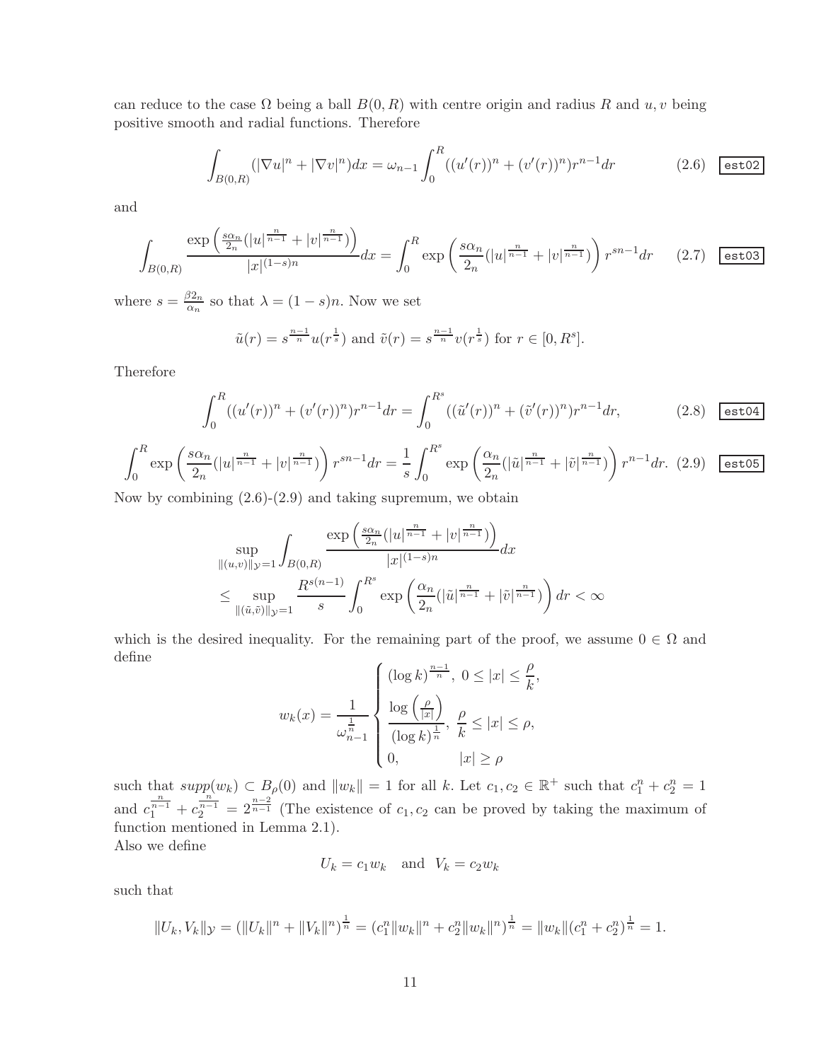can reduce to the case $\Omega$ being a ball $B(0,R)$ with centre origin and radius $R$ and $u, v$ being positive smooth and radial functions. Therefore

$$\int_{B(0,R)} (|\nabla u|^n + |\nabla v|^n) dx = \omega_{n-1} \int_0^R ((u'(r))^n + (v'(r))^n) r^{n-1} dr \tag{2.6}$$

and

$$\int_{B(0,R)} \frac{\exp\left(\frac{s\alpha_n}{2_n}(|u|^{\frac{n}{n-1}} + |v|^{\frac{n}{n-1}})\right)}{|x|^{(1-s)n}} dx = \int_0^R \exp\left(\frac{s\alpha_n}{2_n}(|u|^{\frac{n}{n-1}} + |v|^{\frac{n}{n-1}})\right) r^{sn-1} dr \tag{2.7}$$

where $s = \frac{\beta 2_n}{\alpha_n}$ so that $\lambda = (1-s)n$. Now we set

$$\tilde{u}(r) = s^{\frac{n-1}{n}} u(r^{\frac{1}{s}}) \text{ and } \tilde{v}(r) = s^{\frac{n-1}{n}} v(r^{\frac{1}{s}}) \text{ for } r \in [0, R^s].$$

Therefore

$$\int_0^R ((u'(r))^n + (v'(r))^n) r^{n-1} dr = \int_0^{R^s} ((\tilde{u}'(r))^n + (\tilde{v}'(r))^n) r^{n-1} dr, \tag{2.8}$$

$$\int_0^R \exp\left(\frac{s\alpha_n}{2_n}(|u|^{\frac{n}{n-1}} + |v|^{\frac{n}{n-1}})\right) r^{sn-1} dr = \frac{1}{s} \int_0^{R^s} \exp\left(\frac{\alpha_n}{2_n}(|\tilde{u}|^{\frac{n}{n-1}} + |\tilde{v}|^{\frac{n}{n-1}})\right) r^{n-1} dr. \tag{2.9}$$

Now by combining (2.6)-(2.9) and taking supremum, we obtain

$$\sup_{\|(u,v)\|_{\mathcal{Y}}=1} \int_{B(0,R)} \frac{\exp\left(\frac{s\alpha_n}{2_n}(|u|^{\frac{n}{n-1}} + |v|^{\frac{n}{n-1}})\right)}{|x|^{(1-s)n}} dx$$
$$\leq \sup_{\|(\tilde{u},\tilde{v})\|_{\mathcal{Y}}=1} \frac{R^{s(n-1)}}{s} \int_0^{R^s} \exp\left(\frac{\alpha_n}{2_n}(|\tilde{u}|^{\frac{n}{n-1}} + |\tilde{v}|^{\frac{n}{n-1}})\right) dr < \infty$$

which is the desired inequality. For the remaining part of the proof, we assume $0 \in \Omega$ and define

$$w_k(x) = \frac{1}{\omega_{n-1}^{\frac{1}{n}}} \begin{cases} (\log k)^{\frac{n-1}{n}}, & 0 \leq |x| \leq \frac{\rho}{k}, \\ \frac{\log\left(\frac{\rho}{|x|}\right)}{(\log k)^{\frac{1}{n}}}, & \frac{\rho}{k} \leq |x| \leq \rho, \\ 0, & |x| \geq \rho \end{cases}$$

such that $supp(w_k) \subset B_\rho(0)$ and $\|w_k\| = 1$ for all $k$. Let $c_1, c_2 \in \mathbb{R}^+$ such that $c_1^n + c_2^n = 1$ and $c_1^{\frac{n}{n-1}} + c_2^{\frac{n}{n-1}} = 2^{\frac{n-2}{n-1}}$ (The existence of $c_1, c_2$ can be proved by taking the maximum of function mentioned in Lemma 2.1).
Also we define

$$U_k = c_1 w_k \quad \text{and} \quad V_k = c_2 w_k$$

such that

$$\|U_k, V_k\|_{\mathcal{Y}} = (\|U_k\|^n + \|V_k\|^n)^{\frac{1}{n}} = (c_1^n \|w_k\|^n + c_2^n \|w_k\|^n)^{\frac{1}{n}} = \|w_k\|(c_1^n + c_2^n)^{\frac{1}{n}} = 1.$$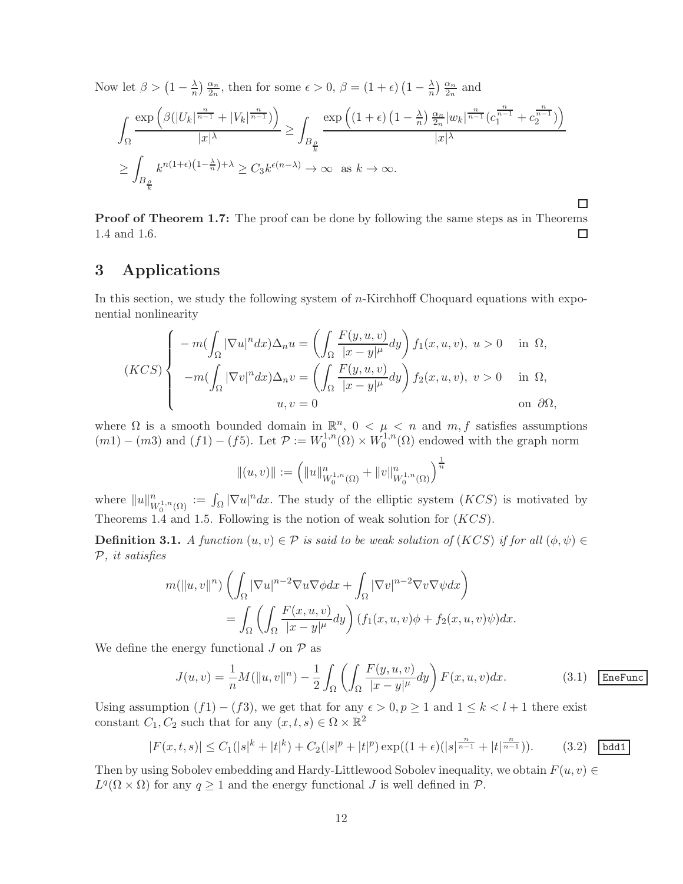Now let $\beta > \left(1-\frac{\lambda}{n}\right)\frac{\alpha_n}{2_n}$, then for some $\epsilon > 0$, $\beta = (1+\epsilon)\left(1-\frac{\lambda}{n}\right)\frac{\alpha_n}{2_n}$ and

$$
\begin{aligned}
\int_\Omega \frac{\exp\left(\beta(|U_k|^{\frac{n}{n-1}} + |V_k|^{\frac{n}{n-1}})\right)}{|x|^\lambda} &\geq \int_{B_{\frac{\rho}{k}}} \frac{\exp\left((1+\epsilon)\left(1-\frac{\lambda}{n}\right)\frac{\alpha_n}{2_n}|w_k|^{\frac{n}{n-1}}(c_1^{\frac{n}{n-1}} + c_2^{\frac{n}{n-1}})\right)}{|x|^\lambda} \\
&\geq \int_{B_{\frac{\rho}{k}}} k^{n(1+\epsilon)\left(1-\frac{\lambda}{n}\right)+\lambda} \geq C_3 k^{\epsilon(n-\lambda)} \to \infty \text{ as } k \to \infty.
\end{aligned}
$$

□

**Proof of Theorem 1.7:** The proof can be done by following the same steps as in Theorems 1.4 and 1.6. □

## 3 Applications

In this section, we study the following system of $n$-Kirchhoff Choquard equations with exponential nonlinearity

$$
(KCS)\begin{cases}
-m(\int_\Omega |\nabla u|^n dx)\Delta_n u = \left(\int_\Omega \frac{F(y,u,v)}{|x-y|^\mu}dy\right) f_1(x,u,v),\ u > 0 & \text{in } \Omega, \\
-m(\int_\Omega |\nabla v|^n dx)\Delta_n v = \left(\int_\Omega \frac{F(y,u,v)}{|x-y|^\mu}dy\right) f_2(x,u,v),\ v > 0 & \text{in } \Omega, \\
u, v = 0 & \text{on } \partial\Omega,
\end{cases}
$$

where $\Omega$ is a smooth bounded domain in $\mathbb{R}^n$, $0 < \mu < n$ and $m, f$ satisfies assumptions $(m1)-(m3)$ and $(f1)-(f5)$. Let $\mathcal{P} := W_0^{1,n}(\Omega) \times W_0^{1,n}(\Omega)$ endowed with the graph norm

$$
\|(u,v)\| := \left(\|u\|^n_{W_0^{1,n}(\Omega)} + \|v\|^n_{W_0^{1,n}(\Omega)}\right)^{\frac{1}{n}}
$$

where $\|u\|^n_{W_0^{1,n}(\Omega)} := \int_\Omega |\nabla u|^n dx$. The study of the elliptic system $(KCS)$ is motivated by Theorems 1.4 and 1.5. Following is the notion of weak solution for $(KCS)$.

**Definition 3.1.** *A function $(u,v) \in \mathcal{P}$ is said to be weak solution of $(KCS)$ if for all $(\phi,\psi) \in \mathcal{P}$, it satisfies*

$$
\begin{aligned}
m(\|u,v\|^n)&\left(\int_\Omega |\nabla u|^{n-2}\nabla u \nabla\phi dx + \int_\Omega |\nabla v|^{n-2}\nabla v \nabla\psi dx\right) \\
&= \int_\Omega \left(\int_\Omega \frac{F(x,u,v)}{|x-y|^\mu}dy\right)(f_1(x,u,v)\phi + f_2(x,u,v)\psi)dx.
\end{aligned}
$$

We define the energy functional $J$ on $\mathcal{P}$ as

$$
J(u,v) = \frac{1}{n}M(\|u,v\|^n) - \frac{1}{2}\int_\Omega \left(\int_\Omega \frac{F(y,u,v)}{|x-y|^\mu}dy\right)F(x,u,v)dx. \tag{3.1}
$$

Using assumption $(f1)-(f3)$, we get that for any $\epsilon > 0, p \geq 1$ and $1 \leq k < l+1$ there exist constant $C_1, C_2$ such that for any $(x,t,s) \in \Omega \times \mathbb{R}^2$

$$
|F(x,t,s)| \leq C_1(|s|^k + |t|^k) + C_2(|s|^p + |t|^p)\exp((1+\epsilon)(|s|^{\frac{n}{n-1}} + |t|^{\frac{n}{n-1}})). \tag{3.2}
$$

Then by using Sobolev embedding and Hardy-Littlewood Sobolev inequality, we obtain $F(u,v) \in L^q(\Omega \times \Omega)$ for any $q \geq 1$ and the energy functional $J$ is well defined in $\mathcal{P}$.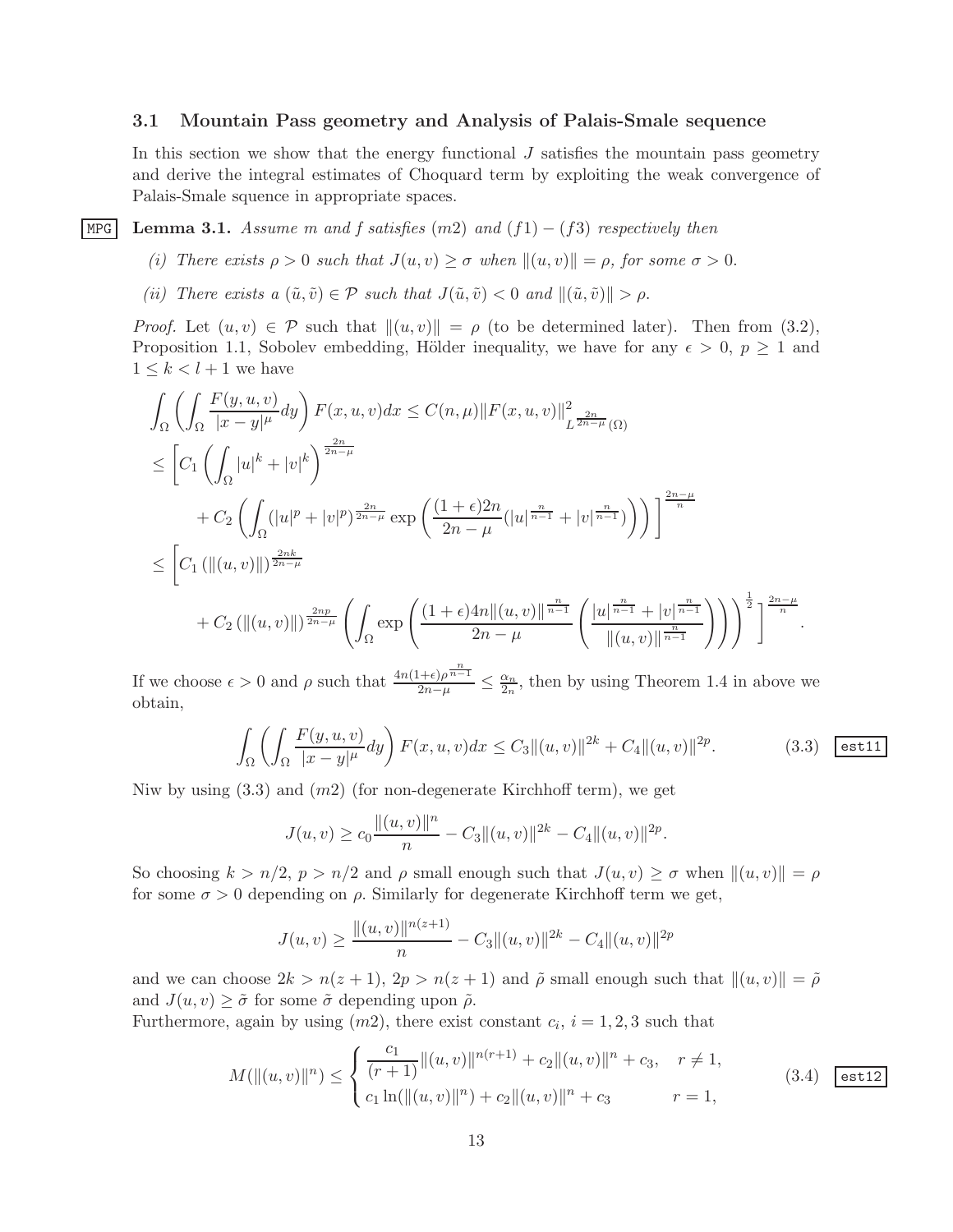### 3.1 Mountain Pass geometry and Analysis of Palais-Smale sequence

In this section we show that the energy functional $J$ satisfies the mountain pass geometry and derive the integral estimates of Choquard term by exploiting the weak convergence of Palais-Smale squence in appropriate spaces.

**Lemma 3.1.** *Assume $m$ and $f$ satisfies $(m2)$ and $(f1)-(f3)$ respectively then*

*(i) There exists $\rho > 0$ such that $J(u,v) \geq \sigma$ when $\|(u,v)\| = \rho$, for some $\sigma > 0$.*

*(ii) There exists a $(\tilde{u},\tilde{v}) \in \mathcal{P}$ such that $J(\tilde{u},\tilde{v}) < 0$ and $\|(\tilde{u},\tilde{v})\| > \rho$.*

*Proof.* Let $(u,v) \in \mathcal{P}$ such that $\|(u,v)\| = \rho$ (to be determined later). Then from (3.2), Proposition 1.1, Sobolev embedding, Hölder inequality, we have for any $\epsilon > 0$, $p \geq 1$ and $1 \leq k < l+1$ we have

$$
\begin{aligned}
&\int_\Omega \left(\int_\Omega \frac{F(y,u,v)}{|x-y|^\mu}dy\right) F(x,u,v)dx \leq C(n,\mu)\|F(x,u,v)\|^2_{L^{\frac{2n}{2n-\mu}}(\Omega)} \\
&\leq \Bigg[C_1\left(\int_\Omega |u|^k + |v|^k\right)^{\frac{2n}{2n-\mu}} \\
&\quad + C_2\left(\int_\Omega (|u|^p+|v|^p)^{\frac{2n}{2n-\mu}} \exp\left(\frac{(1+\epsilon)2n}{2n-\mu}(|u|^{\frac{n}{n-1}}+|v|^{\frac{n}{n-1}})\right)\right)\Bigg]^{\frac{2n-\mu}{n}} \\
&\leq \Bigg[C_1\left(\|(u,v)\|\right)^{\frac{2nk}{2n-\mu}} \\
&\quad + C_2\left(\|(u,v)\|\right)^{\frac{2np}{2n-\mu}}\left(\int_\Omega \exp\left(\frac{(1+\epsilon)4n\|(u,v)\|^{\frac{n}{n-1}}}{2n-\mu}\left(\frac{|u|^{\frac{n}{n-1}}+|v|^{\frac{n}{n-1}}}{\|(u,v)\|^{\frac{n}{n-1}}}\right)\right)\right)^{\frac{1}{2}}\Bigg]^{\frac{2n-\mu}{n}}.
\end{aligned}
$$

If we choose $\epsilon > 0$ and $\rho$ such that $\frac{4n(1+\epsilon)\rho^{\frac{n}{n-1}}}{2n-\mu} \leq \frac{\alpha_n}{2_n}$, then by using Theorem 1.4 in above we obtain,

$$
\int_\Omega \left(\int_\Omega \frac{F(y,u,v)}{|x-y|^\mu}dy\right) F(x,u,v)dx \leq C_3\|(u,v)\|^{2k} + C_4\|(u,v)\|^{2p}. \tag{3.3}
$$

Niw by using (3.3) and $(m2)$ (for non-degenerate Kirchhoff term), we get

$$
J(u,v) \geq c_0\frac{\|(u,v)\|^n}{n} - C_3\|(u,v)\|^{2k} - C_4\|(u,v)\|^{2p}.
$$

So choosing $k > n/2$, $p > n/2$ and $\rho$ small enough such that $J(u,v) \geq \sigma$ when $\|(u,v)\| = \rho$ for some $\sigma > 0$ depending on $\rho$. Similarly for degenerate Kirchhoff term we get,

$$
J(u,v) \geq \frac{\|(u,v)\|^{n(z+1)}}{n} - C_3\|(u,v)\|^{2k} - C_4\|(u,v)\|^{2p}
$$

and we can choose $2k > n(z+1)$, $2p > n(z+1)$ and $\tilde{\rho}$ small enough such that $\|(u,v)\| = \tilde{\rho}$ and $J(u,v) \geq \tilde{\sigma}$ for some $\tilde{\sigma}$ depending upon $\tilde{\rho}$.
Furthermore, again by using $(m2)$, there exist constant $c_i$, $i = 1,2,3$ such that

$$
M(\|(u,v)\|^n) \leq \begin{cases} \dfrac{c_1}{(r+1)}\|(u,v)\|^{n(r+1)} + c_2\|(u,v)\|^n + c_3, & r \neq 1, \\ c_1\ln(\|(u,v)\|^n) + c_2\|(u,v)\|^n + c_3 & r = 1, \end{cases} \tag{3.4}
$$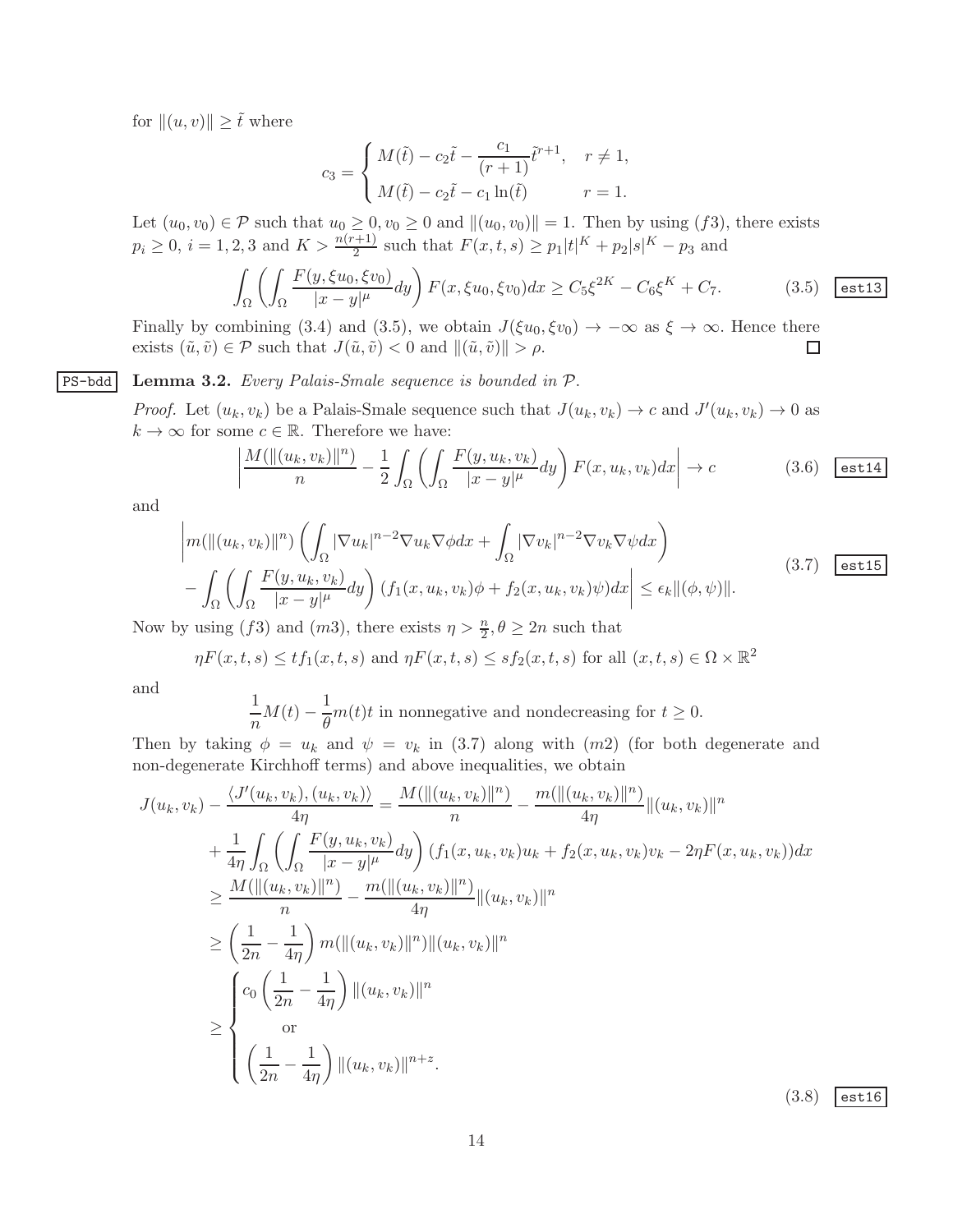for $\|(u,v)\| \geq \tilde{t}$ where

$$c_3 = \begin{cases} M(\tilde{t}) - c_2\tilde{t} - \dfrac{c_1}{(r+1)}\tilde{t}^{r+1}, & r \neq 1, \\ M(\tilde{t}) - c_2\tilde{t} - c_1\ln(\tilde{t}) & r = 1. \end{cases}$$

Let $(u_0, v_0) \in \mathcal{P}$ such that $u_0 \geq 0, v_0 \geq 0$ and $\|(u_0, v_0)\| = 1$. Then by using $(f3)$, there exists $p_i \geq 0$, $i = 1, 2, 3$ and $K > \frac{n(r+1)}{2}$ such that $F(x,t,s) \geq p_1|t|^K + p_2|s|^K - p_3$ and

$$\int_\Omega \left( \int_\Omega \frac{F(y, \xi u_0, \xi v_0)}{|x-y|^\mu} dy \right) F(x, \xi u_0, \xi v_0) dx \geq C_5 \xi^{2K} - C_6 \xi^K + C_7. \tag{3.5}$$

Finally by combining (3.4) and (3.5), we obtain $J(\xi u_0, \xi v_0) \to -\infty$ as $\xi \to \infty$. Hence there exists $(\tilde{u}, \tilde{v}) \in \mathcal{P}$ such that $J(\tilde{u}, \tilde{v}) < 0$ and $\|(\tilde{u}, \tilde{v})\| > \rho$. □

**Lemma 3.2.** *Every Palais-Smale sequence is bounded in* $\mathcal{P}$.

*Proof.* Let $(u_k, v_k)$ be a Palais-Smale sequence such that $J(u_k, v_k) \to c$ and $J'(u_k, v_k) \to 0$ as $k \to \infty$ for some $c \in \mathbb{R}$. Therefore we have:

$$\left| \frac{M(\|(u_k, v_k)\|^n)}{n} - \frac{1}{2} \int_\Omega \left( \int_\Omega \frac{F(y, u_k, v_k)}{|x-y|^\mu} dy \right) F(x, u_k, v_k) dx \right| \to c \tag{3.6}$$

and

$$\begin{aligned} &\left| m(\|(u_k, v_k)\|^n) \left( \int_\Omega |\nabla u_k|^{n-2} \nabla u_k \nabla \phi dx + \int_\Omega |\nabla v_k|^{n-2} \nabla v_k \nabla \psi dx \right) \right. \\ &\left. - \int_\Omega \left( \int_\Omega \frac{F(y, u_k, v_k)}{|x-y|^\mu} dy \right) (f_1(x, u_k, v_k)\phi + f_2(x, u_k, v_k)\psi) dx \right| \leq \epsilon_k \|(\phi, \psi)\|. \end{aligned} \tag{3.7}$$

Now by using $(f3)$ and $(m3)$, there exists $\eta > \frac{n}{2}, \theta \geq 2n$ such that

$$\eta F(x,t,s) \leq t f_1(x,t,s) \text{ and } \eta F(x,t,s) \leq s f_2(x,t,s) \text{ for all } (x,t,s) \in \Omega \times \mathbb{R}^2$$

and

$$\frac{1}{n} M(t) - \frac{1}{\theta} m(t) t \text{ in nonnegative and nondecreasing for } t \geq 0.$$

Then by taking $\phi = u_k$ and $\psi = v_k$ in (3.7) along with $(m2)$ (for both degenerate and non-degenerate Kirchhoff terms) and above inequalities, we obtain

$$\begin{aligned} J(u_k, v_k) - \frac{\langle J'(u_k, v_k), (u_k, v_k) \rangle}{4\eta} &= \frac{M(\|(u_k, v_k)\|^n)}{n} - \frac{m(\|(u_k, v_k)\|^n)}{4\eta} \|(u_k, v_k)\|^n \\ &+ \frac{1}{4\eta} \int_\Omega \left( \int_\Omega \frac{F(y, u_k, v_k)}{|x-y|^\mu} dy \right) (f_1(x, u_k, v_k) u_k + f_2(x, u_k, v_k) v_k - 2\eta F(x, u_k, v_k)) dx \\ &\geq \frac{M(\|(u_k, v_k)\|^n)}{n} - \frac{m(\|(u_k, v_k)\|^n)}{4\eta} \|(u_k, v_k)\|^n \\ &\geq \left( \frac{1}{2n} - \frac{1}{4\eta} \right) m(\|(u_k, v_k)\|^n) \|(u_k, v_k)\|^n \\ &\geq \begin{cases} c_0 \left( \dfrac{1}{2n} - \dfrac{1}{4\eta} \right) \|(u_k, v_k)\|^n \\ \qquad \text{or} \\ \left( \dfrac{1}{2n} - \dfrac{1}{4\eta} \right) \|(u_k, v_k)\|^{n+z}. \end{cases} \end{aligned} \tag{3.8}$$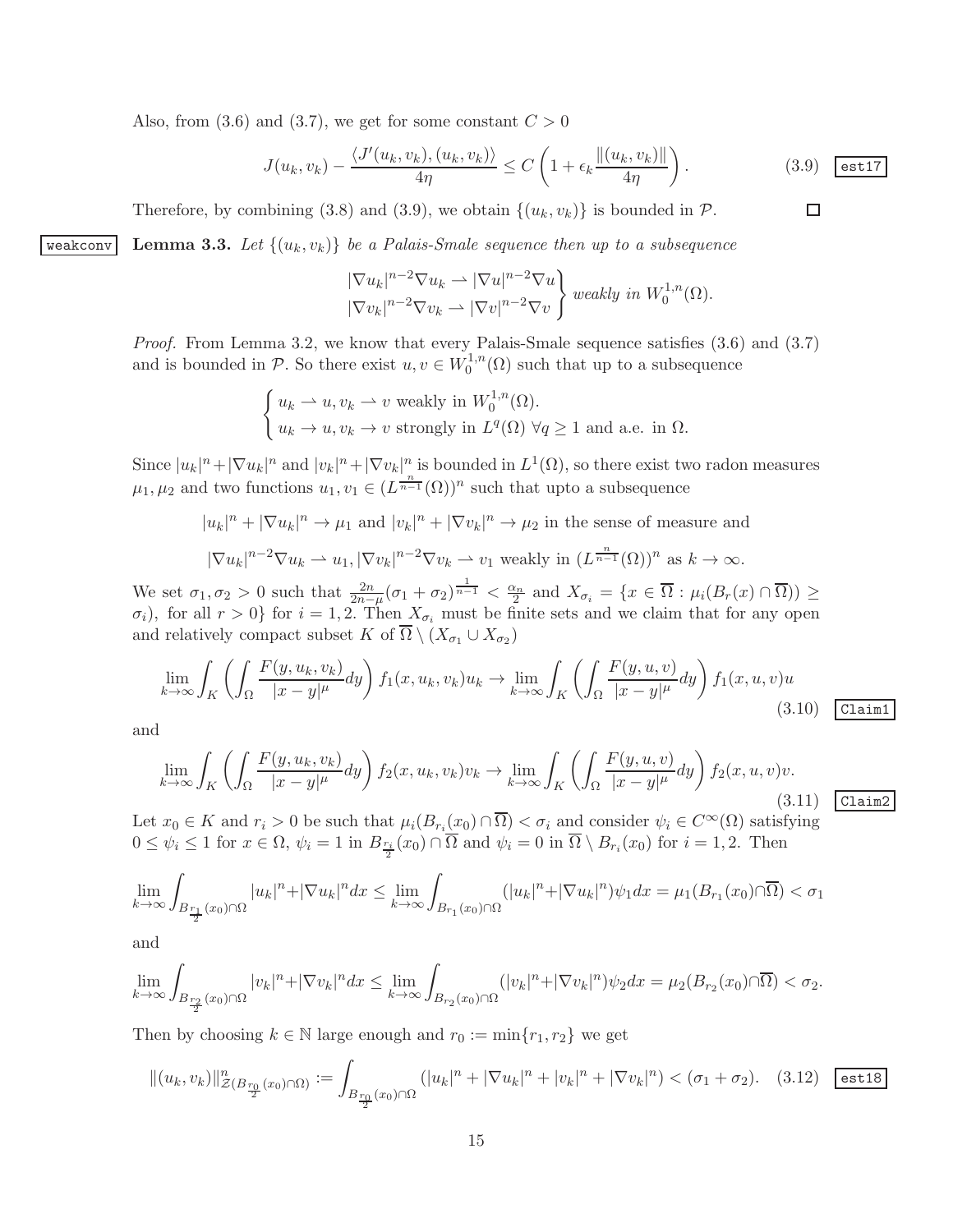Also, from (3.6) and (3.7), we get for some constant $C > 0$

$$J(u_k, v_k) - \frac{\langle J'(u_k, v_k), (u_k, v_k)\rangle}{4\eta} \leq C\left(1 + \epsilon_k \frac{\|(u_k, v_k)\|}{4\eta}\right). \tag{3.9}$$

Therefore, by combining (3.8) and (3.9), we obtain $\{(u_k, v_k)\}$ is bounded in $\mathcal{P}$. ∎

**Lemma 3.3.** *Let $\{(u_k, v_k)\}$ be a Palais-Smale sequence then up to a subsequence*

$$\left.\begin{array}{l} |\nabla u_k|^{n-2}\nabla u_k \rightharpoonup |\nabla u|^{n-2}\nabla u \\ |\nabla v_k|^{n-2}\nabla v_k \rightharpoonup |\nabla v|^{n-2}\nabla v \end{array}\right\} \text{ weakly in } W_0^{1,n}(\Omega).$$

*Proof.* From Lemma 3.2, we know that every Palais-Smale sequence satisfies (3.6) and (3.7) and is bounded in $\mathcal{P}$. So there exist $u, v \in W_0^{1,n}(\Omega)$ such that up to a subsequence

$$\begin{cases} u_k \rightharpoonup u, v_k \rightharpoonup v \text{ weakly in } W_0^{1,n}(\Omega). \\ u_k \to u, v_k \to v \text{ strongly in } L^q(\Omega)\ \forall q \geq 1 \text{ and a.e. in } \Omega. \end{cases}$$

Since $|u_k|^n + |\nabla u_k|^n$ and $|v_k|^n + |\nabla v_k|^n$ is bounded in $L^1(\Omega)$, so there exist two radon measures $\mu_1, \mu_2$ and two functions $u_1, v_1 \in (L^{\frac{n}{n-1}}(\Omega))^n$ such that upto a subsequence

$$|u_k|^n + |\nabla u_k|^n \to \mu_1 \text{ and } |v_k|^n + |\nabla v_k|^n \to \mu_2 \text{ in the sense of measure and}$$

$$|\nabla u_k|^{n-2}\nabla u_k \rightharpoonup u_1, |\nabla v_k|^{n-2}\nabla v_k \rightharpoonup v_1 \text{ weakly in } (L^{\frac{n}{n-1}}(\Omega))^n \text{ as } k \to \infty.$$

We set $\sigma_1, \sigma_2 > 0$ such that $\frac{2n}{2n-\mu}(\sigma_1 + \sigma_2)^{\frac{1}{n-1}} < \frac{\alpha_n}{2}$ and $X_{\sigma_i} = \{x \in \overline{\Omega} : \mu_i(B_r(x) \cap \overline{\Omega}) \geq \sigma_i),$ for all $r > 0\}$ for $i = 1, 2$. Then $X_{\sigma_i}$ must be finite sets and we claim that for any open and relatively compact subset $K$ of $\overline{\Omega} \setminus (X_{\sigma_1} \cup X_{\sigma_2})$

$$\lim_{k\to\infty} \int_K \left(\int_\Omega \frac{F(y, u_k, v_k)}{|x-y|^\mu} dy\right) f_1(x, u_k, v_k) u_k \to \lim_{k\to\infty} \int_K \left(\int_\Omega \frac{F(y, u, v)}{|x-y|^\mu} dy\right) f_1(x, u, v) u \tag{3.10}$$

and

$$\lim_{k\to\infty} \int_K \left(\int_\Omega \frac{F(y, u_k, v_k)}{|x-y|^\mu} dy\right) f_2(x, u_k, v_k) v_k \to \lim_{k\to\infty} \int_K \left(\int_\Omega \frac{F(y, u, v)}{|x-y|^\mu} dy\right) f_2(x, u, v) v. \tag{3.11}$$

Let $x_0 \in K$ and $r_i > 0$ be such that $\mu_i(B_{r_i}(x_0) \cap \overline{\Omega}) < \sigma_i$ and consider $\psi_i \in C^\infty(\Omega)$ satisfying $0 \leq \psi_i \leq 1$ for $x \in \Omega$, $\psi_i = 1$ in $B_{\frac{r_i}{2}}(x_0) \cap \overline{\Omega}$ and $\psi_i = 0$ in $\overline{\Omega} \setminus B_{r_i}(x_0)$ for $i = 1, 2$. Then

$$\lim_{k\to\infty} \int_{B_{\frac{r_1}{2}}(x_0)\cap\Omega} |u_k|^n + |\nabla u_k|^n dx \leq \lim_{k\to\infty} \int_{B_{r_1}(x_0)\cap\Omega} (|u_k|^n + |\nabla u_k|^n)\psi_1 dx = \mu_1(B_{r_1}(x_0) \cap \overline{\Omega}) < \sigma_1$$

and

$$\lim_{k\to\infty} \int_{B_{\frac{r_2}{2}}(x_0)\cap\Omega} |v_k|^n + |\nabla v_k|^n dx \leq \lim_{k\to\infty} \int_{B_{r_2}(x_0)\cap\Omega} (|v_k|^n + |\nabla v_k|^n)\psi_2 dx = \mu_2(B_{r_2}(x_0) \cap \overline{\Omega}) < \sigma_2.$$

Then by choosing $k \in \mathbb{N}$ large enough and $r_0 := \min\{r_1, r_2\}$ we get

$$\|(u_k, v_k)\|^n_{\mathcal{Z}(B_{\frac{r_0}{2}}(x_0)\cap\Omega)} := \int_{B_{\frac{r_0}{2}}(x_0)\cap\Omega} (|u_k|^n + |\nabla u_k|^n + |v_k|^n + |\nabla v_k|^n) < (\sigma_1 + \sigma_2). \tag{3.12}$$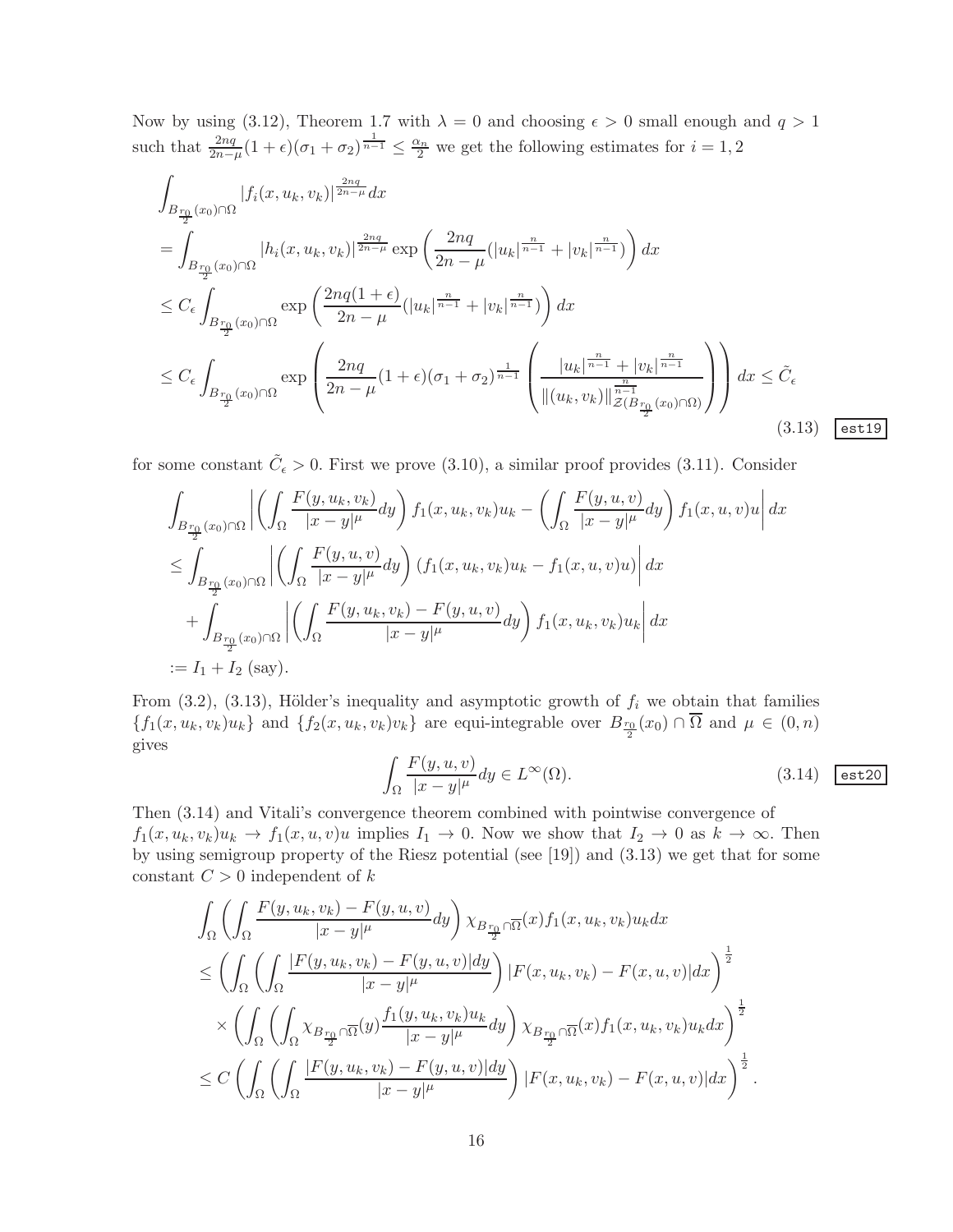Now by using (3.12), Theorem 1.7 with $\lambda = 0$ and choosing $\epsilon > 0$ small enough and $q > 1$ such that $\frac{2nq}{2n-\mu}(1+\epsilon)(\sigma_1+\sigma_2)^{\frac{1}{n-1}} \leq \frac{\alpha_n}{2}$ we get the following estimates for $i = 1, 2$

$$
\begin{aligned}
&\int_{B_{\frac{r_0}{2}}(x_0)\cap\Omega} |f_i(x,u_k,v_k)|^{\frac{2nq}{2n-\mu}} dx \\
&= \int_{B_{\frac{r_0}{2}}(x_0)\cap\Omega} |h_i(x,u_k,v_k)|^{\frac{2nq}{2n-\mu}} \exp\left(\frac{2nq}{2n-\mu}(|u_k|^{\frac{n}{n-1}} + |v_k|^{\frac{n}{n-1}})\right) dx \\
&\leq C_\epsilon \int_{B_{\frac{r_0}{2}}(x_0)\cap\Omega} \exp\left(\frac{2nq(1+\epsilon)}{2n-\mu}(|u_k|^{\frac{n}{n-1}} + |v_k|^{\frac{n}{n-1}})\right) dx \\
&\leq C_\epsilon \int_{B_{\frac{r_0}{2}}(x_0)\cap\Omega} \exp\left(\frac{2nq}{2n-\mu}(1+\epsilon)(\sigma_1+\sigma_2)^{\frac{1}{n-1}}\left(\frac{|u_k|^{\frac{n}{n-1}} + |v_k|^{\frac{n}{n-1}}}{\|(u_k,v_k)\|^{\frac{n}{n-1}}_{\mathcal{Z}(B_{\frac{r_0}{2}}(x_0)\cap\Omega)}}\right)\right) dx \leq \tilde{C}_\epsilon
\end{aligned}
\tag{3.13}
$$

for some constant $\tilde{C}_\epsilon > 0$. First we prove (3.10), a similar proof provides (3.11). Consider

$$
\begin{aligned}
&\int_{B_{\frac{r_0}{2}}(x_0)\cap\Omega} \left| \left(\int_\Omega \frac{F(y,u_k,v_k)}{|x-y|^\mu} dy\right) f_1(x,u_k,v_k)u_k - \left(\int_\Omega \frac{F(y,u,v)}{|x-y|^\mu} dy\right) f_1(x,u,v)u \right| dx \\
&\leq \int_{B_{\frac{r_0}{2}}(x_0)\cap\Omega} \left| \left(\int_\Omega \frac{F(y,u,v)}{|x-y|^\mu} dy\right) (f_1(x,u_k,v_k)u_k - f_1(x,u,v)u) \right| dx \\
&\quad + \int_{B_{\frac{r_0}{2}}(x_0)\cap\Omega} \left| \left(\int_\Omega \frac{F(y,u_k,v_k) - F(y,u,v)}{|x-y|^\mu} dy\right) f_1(x,u_k,v_k)u_k \right| dx \\
&:= I_1 + I_2 \text{ (say)}.
\end{aligned}
$$

From (3.2), (3.13), Hölder's inequality and asymptotic growth of $f_i$ we obtain that families $\{f_1(x,u_k,v_k)u_k\}$ and $\{f_2(x,u_k,v_k)v_k\}$ are equi-integrable over $B_{\frac{r_0}{2}}(x_0)\cap\overline{\Omega}$ and $\mu \in (0,n)$ gives

$$
\int_\Omega \frac{F(y,u,v)}{|x-y|^\mu} dy \in L^\infty(\Omega). \tag{3.14}
$$

Then (3.14) and Vitali's convergence theorem combined with pointwise convergence of $f_1(x,u_k,v_k)u_k \to f_1(x,u,v)u$ implies $I_1 \to 0$. Now we show that $I_2 \to 0$ as $k \to \infty$. Then by using semigroup property of the Riesz potential (see [19]) and (3.13) we get that for some constant $C > 0$ independent of $k$

$$
\begin{aligned}
&\int_\Omega \left(\int_\Omega \frac{F(y,u_k,v_k) - F(y,u,v)}{|x-y|^\mu} dy\right) \chi_{B_{\frac{r_0}{2}}\cap\overline{\Omega}}(x) f_1(x,u_k,v_k)u_k dx \\
&\leq \left(\int_\Omega \left(\int_\Omega \frac{|F(y,u_k,v_k) - F(y,u,v)| dy}{|x-y|^\mu}\right) |F(x,u_k,v_k) - F(x,u,v)| dx\right)^{\frac{1}{2}} \\
&\quad \times \left(\int_\Omega \left(\int_\Omega \chi_{B_{\frac{r_0}{2}}\cap\overline{\Omega}}(y) \frac{f_1(y,u_k,v_k)u_k}{|x-y|^\mu} dy\right) \chi_{B_{\frac{r_0}{2}}\cap\overline{\Omega}}(x) f_1(x,u_k,v_k)u_k dx\right)^{\frac{1}{2}} \\
&\leq C \left(\int_\Omega \left(\int_\Omega \frac{|F(y,u_k,v_k) - F(y,u,v)| dy}{|x-y|^\mu}\right) |F(x,u_k,v_k) - F(x,u,v)| dx\right)^{\frac{1}{2}}.
\end{aligned}
$$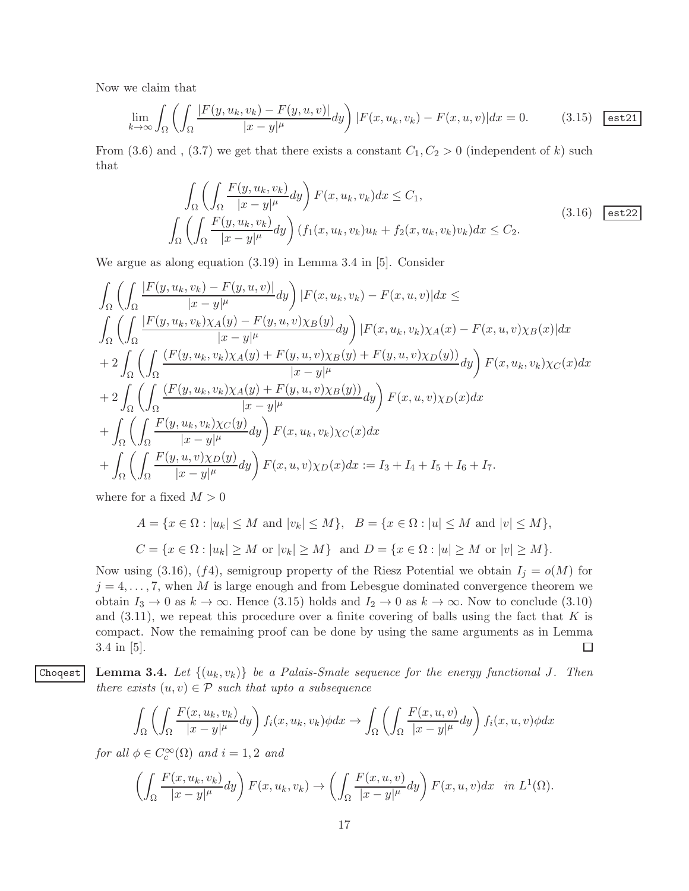Now we claim that

$$\lim_{k\to\infty}\int_\Omega\left(\int_\Omega \frac{|F(y,u_k,v_k)-F(y,u,v)|}{|x-y|^\mu}dy\right)|F(x,u_k,v_k)-F(x,u,v)|dx = 0. \tag{3.15}$$

From (3.6) and , (3.7) we get that there exists a constant $C_1, C_2 > 0$ (independent of $k$) such that

$$\begin{aligned}
&\int_\Omega\left(\int_\Omega \frac{F(y,u_k,v_k)}{|x-y|^\mu}dy\right)F(x,u_k,v_k)dx \le C_1,\\
&\int_\Omega\left(\int_\Omega \frac{F(y,u_k,v_k)}{|x-y|^\mu}dy\right)(f_1(x,u_k,v_k)u_k + f_2(x,u_k,v_k)v_k)dx \le C_2.
\end{aligned}\tag{3.16}$$

We argue as along equation (3.19) in Lemma 3.4 in [5]. Consider

$$\begin{aligned}
&\int_\Omega\left(\int_\Omega \frac{|F(y,u_k,v_k)-F(y,u,v)|}{|x-y|^\mu}dy\right)|F(x,u_k,v_k)-F(x,u,v)|dx \le\\
&\int_\Omega\left(\int_\Omega \frac{|F(y,u_k,v_k)\chi_A(y)-F(y,u,v)\chi_B(y)|}{|x-y|^\mu}dy\right)|F(x,u_k,v_k)\chi_A(x)-F(x,u,v)\chi_B(x)|dx\\
&+2\int_\Omega\left(\int_\Omega \frac{(F(y,u_k,v_k)\chi_A(y)+F(y,u,v)\chi_B(y)+F(y,u,v)\chi_D(y))}{|x-y|^\mu}dy\right)F(x,u_k,v_k)\chi_C(x)dx\\
&+2\int_\Omega\left(\int_\Omega \frac{(F(y,u_k,v_k)\chi_A(y)+F(y,u,v)\chi_B(y))}{|x-y|^\mu}dy\right)F(x,u,v)\chi_D(x)dx\\
&+\int_\Omega\left(\int_\Omega \frac{F(y,u_k,v_k)\chi_C(y)}{|x-y|^\mu}dy\right)F(x,u_k,v_k)\chi_C(x)dx\\
&+\int_\Omega\left(\int_\Omega \frac{F(y,u,v)\chi_D(y)}{|x-y|^\mu}dy\right)F(x,u,v)\chi_D(x)dx := I_3+I_4+I_5+I_6+I_7.
\end{aligned}$$

where for a fixed $M > 0$

$$A = \{x\in\Omega : |u_k| \le M \text{ and } |v_k| \le M\},\quad B = \{x\in\Omega : |u| \le M \text{ and } |v| \le M\},$$

$$C = \{x\in\Omega : |u_k| \ge M \text{ or } |v_k| \ge M\} \text{ and } D = \{x\in\Omega : |u| \ge M \text{ or } |v| \ge M\}.$$

Now using (3.16), $(f4)$, semigroup property of the Riesz Potential we obtain $I_j = o(M)$ for $j = 4,\dots,7$, when $M$ is large enough and from Lebesgue dominated convergence theorem we obtain $I_3 \to 0$ as $k\to\infty$. Hence (3.15) holds and $I_2 \to 0$ as $k\to\infty$. Now to conclude (3.10) and (3.11), we repeat this procedure over a finite covering of balls using the fact that $K$ is compact. Now the remaining proof can be done by using the same arguments as in Lemma 3.4 in [5]. □

**Lemma 3.4.** *Let $\{(u_k,v_k)\}$ be a Palais-Smale sequence for the energy functional $J$. Then there exists $(u,v)\in\mathcal{P}$ such that upto a subsequence*

$$\int_\Omega\left(\int_\Omega \frac{F(x,u_k,v_k)}{|x-y|^\mu}dy\right)f_i(x,u_k,v_k)\phi dx \to \int_\Omega\left(\int_\Omega \frac{F(x,u,v)}{|x-y|^\mu}dy\right)f_i(x,u,v)\phi dx$$

*for all $\phi\in C_c^\infty(\Omega)$ and $i = 1,2$ and*

$$\left(\int_\Omega \frac{F(x,u_k,v_k)}{|x-y|^\mu}dy\right)F(x,u_k,v_k) \to \left(\int_\Omega \frac{F(x,u,v)}{|x-y|^\mu}dy\right)F(x,u,v)dx \quad \text{in } L^1(\Omega).$$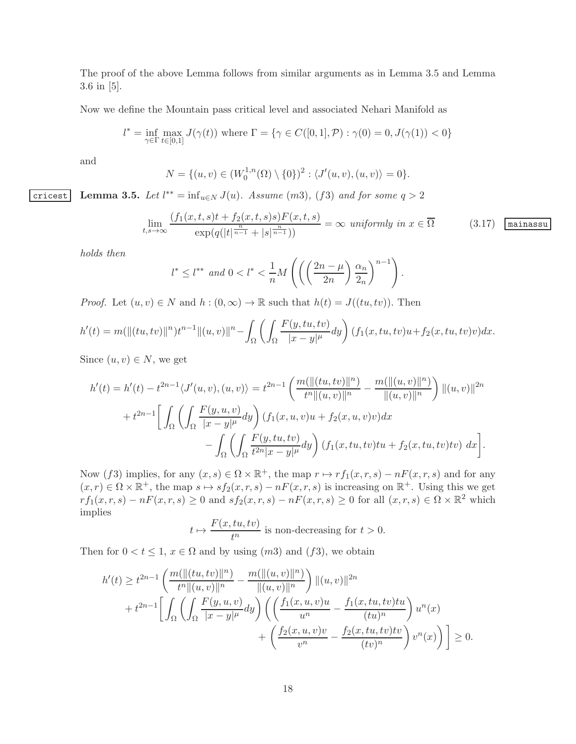The proof of the above Lemma follows from similar arguments as in Lemma 3.5 and Lemma 3.6 in [5].

Now we define the Mountain pass critical level and associated Nehari Manifold as

$$l^* = \inf_{\gamma\in\Gamma}\max_{t\in[0,1]} J(\gamma(t)) \text{ where } \Gamma = \{\gamma \in C([0,1],\mathcal{P}) : \gamma(0) = 0, J(\gamma(1)) < 0\}$$

and

$$N = \{(u,v) \in (W_0^{1,n}(\Omega)\setminus\{0\})^2 : \langle J'(u,v),(u,v)\rangle = 0\}.$$

**Lemma 3.5.** *Let $l^{**} = \inf_{u\in N} J(u)$. Assume (m3), (f3) and for some $q > 2$*

$$\lim_{t,s\to\infty} \frac{(f_1(x,t,s)t + f_2(x,t,s)s)F(x,t,s)}{\exp(q(|t|^{\frac{n}{n-1}} + |s|^{\frac{n}{n-1}}))} = \infty \text{ uniformly in } x \in \overline{\Omega} \tag{3.17}$$

*holds then*

$$l^* \leq l^{**} \text{ and } 0 < l^* < \frac{1}{n}M\left(\left(\left(\frac{2n-\mu}{2n}\right)\frac{\alpha_n}{2_n}\right)^{n-1}\right).$$

*Proof.* Let $(u,v) \in N$ and $h : (0,\infty) \to \mathbb{R}$ such that $h(t) = J((tu,tv))$. Then

$$h'(t) = m(\|(tu,tv)\|^n)t^{n-1}\|(u,v)\|^n - \int_\Omega\left(\int_\Omega \frac{F(y,tu,tv)}{|x-y|^\mu}dy\right)(f_1(x,tu,tv)u + f_2(x,tu,tv)v)dx.$$

Since $(u,v) \in N$, we get

$$\begin{aligned}
h'(t) = h'(t) - t^{2n-1}\langle J'(u,v),(u,v)\rangle &= t^{2n-1}\left(\frac{m(\|(tu,tv)\|^n)}{t^n\|(u,v)\|^n} - \frac{m(\|(u,v)\|^n)}{\|(u,v)\|^n}\right)\|(u,v)\|^{2n} \\
&+ t^{2n-1}\Bigg[\int_\Omega\left(\int_\Omega \frac{F(y,u,v)}{|x-y|^\mu}dy\right)(f_1(x,u,v)u + f_2(x,u,v)v)dx \\
&\quad - \int_\Omega\left(\int_\Omega \frac{F(y,tu,tv)}{t^{2n}|x-y|^\mu}dy\right)(f_1(x,tu,tv)tu + f_2(x,tu,tv)tv)\, dx\Bigg].
\end{aligned}$$

Now (f3) implies, for any $(x,s) \in \Omega\times\mathbb{R}^+$, the map $r \mapsto rf_1(x,r,s) - nF(x,r,s)$ and for any $(x,r) \in \Omega\times\mathbb{R}^+$, the map $s \mapsto sf_2(x,r,s) - nF(x,r,s)$ is increasing on $\mathbb{R}^+$. Using this we get $rf_1(x,r,s) - nF(x,r,s) \geq 0$ and $sf_2(x,r,s) - nF(x,r,s) \geq 0$ for all $(x,r,s) \in \Omega\times\mathbb{R}^2$ which implies

$$t \mapsto \frac{F(x,tu,tv)}{t^n} \text{ is non-decreasing for } t > 0.$$

Then for $0 < t \leq 1$, $x \in \Omega$ and by using (m3) and (f3), we obtain

$$\begin{aligned}
h'(t) &\geq t^{2n-1}\left(\frac{m(\|(tu,tv)\|^n)}{t^n\|(u,v)\|^n} - \frac{m(\|(u,v)\|^n)}{\|(u,v)\|^n}\right)\|(u,v)\|^{2n} \\
&+ t^{2n-1}\Bigg[\int_\Omega\left(\int_\Omega \frac{F(y,u,v)}{|x-y|^\mu}dy\right)\Bigg(\left(\frac{f_1(x,u,v)u}{u^n} - \frac{f_1(x,tu,tv)tu}{(tu)^n}\right)u^n(x) \\
&\quad + \left(\frac{f_2(x,u,v)v}{v^n} - \frac{f_2(x,tu,tv)tv}{(tv)^n}\right)v^n(x)\Bigg)\Bigg] \geq 0.
\end{aligned}$$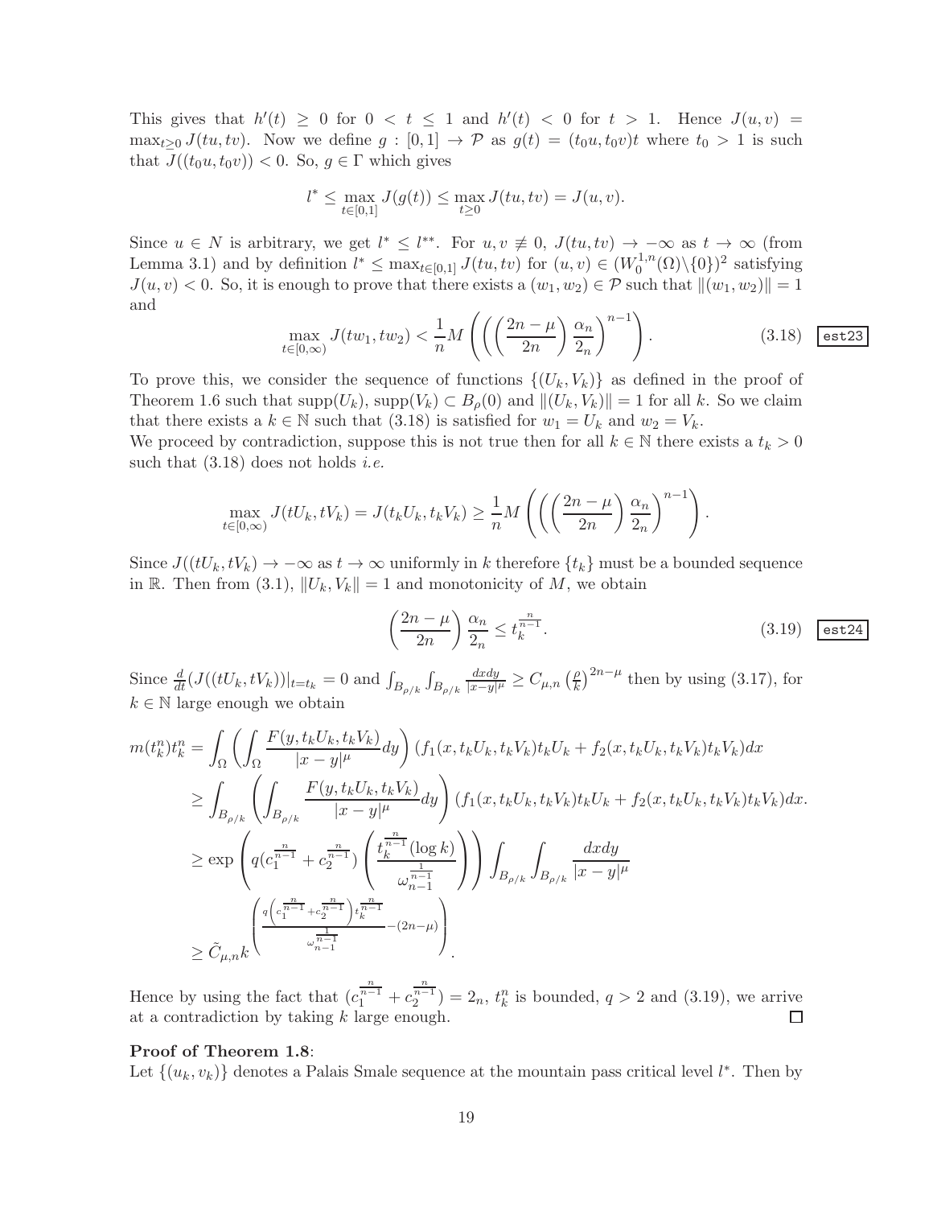This gives that $h'(t) \geq 0$ for $0 < t \leq 1$ and $h'(t) < 0$ for $t > 1$. Hence $J(u,v) = \max_{t\geq 0} J(tu,tv)$. Now we define $g : [0,1] \to \mathcal{P}$ as $g(t) = (t_0 u, t_0 v)t$ where $t_0 > 1$ is such that $J((t_0 u, t_0 v)) < 0$. So, $g \in \Gamma$ which gives

$$l^* \leq \max_{t\in[0,1]} J(g(t)) \leq \max_{t\geq 0} J(tu,tv) = J(u,v).$$

Since $u \in N$ is arbitrary, we get $l^* \leq l^{**}$. For $u, v \not\equiv 0$, $J(tu,tv) \to -\infty$ as $t \to \infty$ (from Lemma 3.1) and by definition $l^* \leq \max_{t\in[0,1]} J(tu,tv)$ for $(u,v) \in (W_0^{1,n}(\Omega)\backslash\{0\})^2$ satisfying $J(u,v) < 0$. So, it is enough to prove that there exists a $(w_1, w_2) \in \mathcal{P}$ such that $\|(w_1,w_2)\| = 1$ and

$$\max_{t\in[0,\infty)} J(tw_1,tw_2) < \frac{1}{n} M\left(\left(\left(\frac{2n-\mu}{2n}\right)\frac{\alpha_n}{2_n}\right)^{n-1}\right). \tag{3.18}$$

To prove this, we consider the sequence of functions $\{(U_k,V_k)\}$ as defined in the proof of Theorem 1.6 such that $\text{supp}(U_k)$, $\text{supp}(V_k) \subset B_\rho(0)$ and $\|(U_k,V_k)\| = 1$ for all $k$. So we claim that there exists a $k \in \mathbb{N}$ such that (3.18) is satisfied for $w_1 = U_k$ and $w_2 = V_k$.
We proceed by contradiction, suppose this is not true then for all $k \in \mathbb{N}$ there exists a $t_k > 0$ such that (3.18) does not holds *i.e.*

$$\max_{t\in[0,\infty)} J(tU_k,tV_k) = J(t_kU_k,t_kV_k) \geq \frac{1}{n} M\left(\left(\left(\frac{2n-\mu}{2n}\right)\frac{\alpha_n}{2_n}\right)^{n-1}\right).$$

Since $J((tU_k,tV_k) \to -\infty$ as $t \to \infty$ uniformly in $k$ therefore $\{t_k\}$ must be a bounded sequence in $\mathbb{R}$. Then from (3.1), $\|U_k,V_k\| = 1$ and monotonicity of $M$, we obtain

$$\left(\frac{2n-\mu}{2n}\right)\frac{\alpha_n}{2_n} \leq t_k^{\frac{n}{n-1}}. \tag{3.19}$$

Since $\frac{d}{dt}(J((tU_k,tV_k))|_{t=t_k} = 0$ and $\int_{B_{\rho/k}}\int_{B_{\rho/k}} \frac{dxdy}{|x-y|^\mu} \geq C_{\mu,n}\left(\frac{\rho}{k}\right)^{2n-\mu}$ then by using (3.17), for $k \in \mathbb{N}$ large enough we obtain

$$\begin{aligned}
m(t_k^n)t_k^n &= \int_\Omega \left(\int_\Omega \frac{F(y,t_kU_k,t_kV_k)}{|x-y|^\mu}dy\right)(f_1(x,t_kU_k,t_kV_k)t_kU_k + f_2(x,t_kU_k,t_kV_k)t_kV_k)dx \\
&\geq \int_{B_{\rho/k}} \left(\int_{B_{\rho/k}} \frac{F(y,t_kU_k,t_kV_k)}{|x-y|^\mu}dy\right)(f_1(x,t_kU_k,t_kV_k)t_kU_k + f_2(x,t_kU_k,t_kV_k)t_kV_k)dx. \\
&\geq \exp\left(q(c_1^{\frac{n}{n-1}} + c_2^{\frac{n}{n-1}})\left(\frac{t_k^{\frac{n}{n-1}}(\log k)}{\omega_{n-1}^{\frac{1}{n-1}}}\right)\right)\int_{B_{\rho/k}}\int_{B_{\rho/k}} \frac{dxdy}{|x-y|^\mu} \\
&\geq \tilde{C}_{\mu,n} k^{\left(\frac{q\left(c_1^{\frac{n}{n-1}}+c_2^{\frac{n}{n-1}}\right)t_k^{\frac{n}{n-1}}}{\omega_{n-1}^{\frac{1}{n-1}}} - (2n-\mu)\right)}.
\end{aligned}$$

Hence by using the fact that $(c_1^{\frac{n}{n-1}} + c_2^{\frac{n}{n-1}}) = 2_n$, $t_k^n$ is bounded, $q > 2$ and (3.19), we arrive at a contradiction by taking $k$ large enough. $\square$

**Proof of Theorem 1.8**:
Let $\{(u_k,v_k)\}$ denotes a Palais Smale sequence at the mountain pass critical level $l^*$. Then by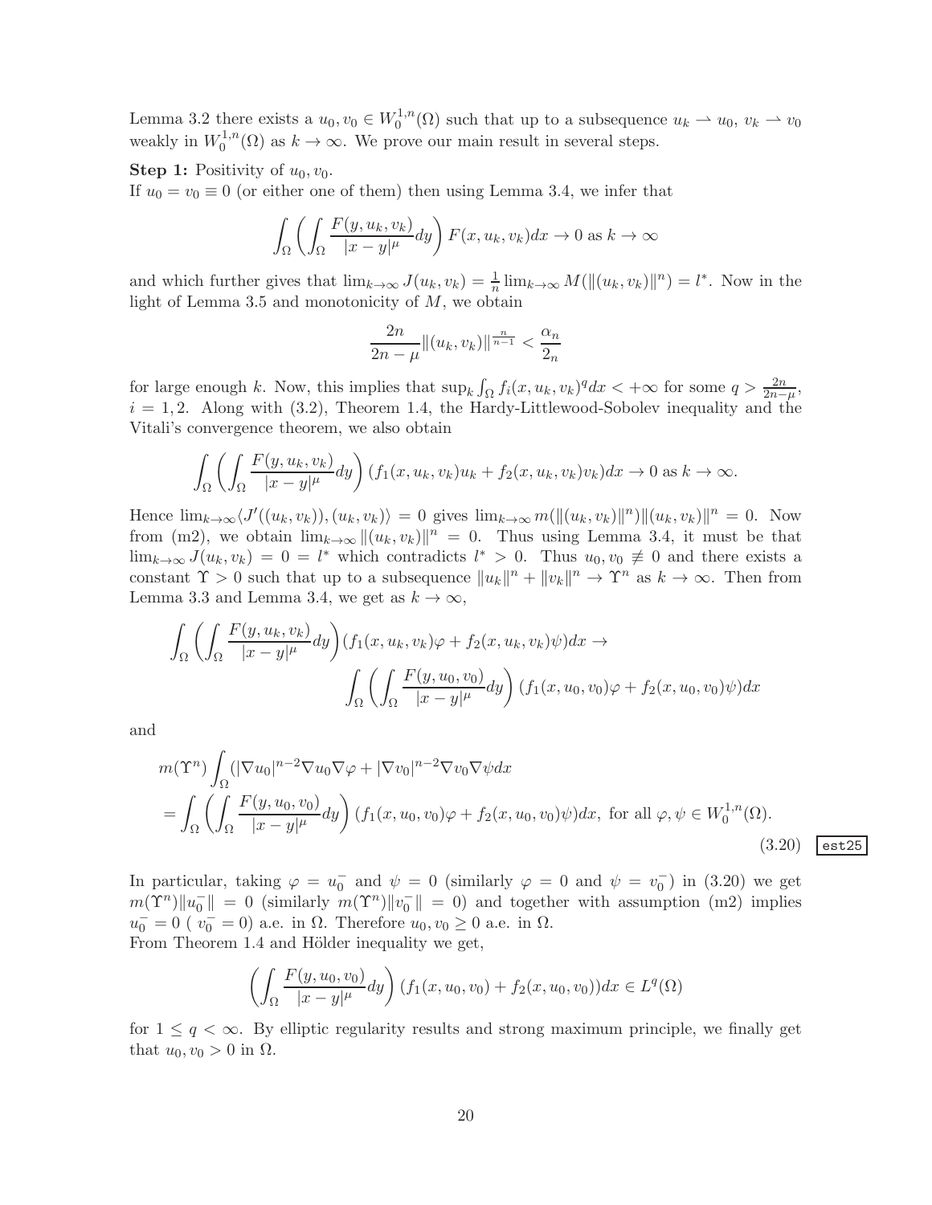Lemma 3.2 there exists a $u_0, v_0 \in W_0^{1,n}(\Omega)$ such that up to a subsequence $u_k \rightharpoonup u_0$, $v_k \rightharpoonup v_0$ weakly in $W_0^{1,n}(\Omega)$ as $k \to \infty$. We prove our main result in several steps.

**Step 1:** Positivity of $u_0, v_0$.
If $u_0 = v_0 \equiv 0$ (or either one of them) then using Lemma 3.4, we infer that

$$\int_\Omega \left( \int_\Omega \frac{F(y, u_k, v_k)}{|x-y|^\mu} dy \right) F(x, u_k, v_k) dx \to 0 \text{ as } k \to \infty$$

and which further gives that $\lim_{k\to\infty} J(u_k, v_k) = \frac{1}{n} \lim_{k\to\infty} M(\|(u_k, v_k)\|^n) = l^*$. Now in the light of Lemma 3.5 and monotonicity of $M$, we obtain

$$\frac{2n}{2n-\mu} \|(u_k, v_k)\|^{\frac{n}{n-1}} < \frac{\alpha_n}{2_n}$$

for large enough $k$. Now, this implies that $\sup_k \int_\Omega f_i(x, u_k, v_k)^q dx < +\infty$ for some $q > \frac{2n}{2n-\mu}$, $i = 1, 2$. Along with (3.2), Theorem 1.4, the Hardy-Littlewood-Sobolev inequality and the Vitali's convergence theorem, we also obtain

$$\int_\Omega \left( \int_\Omega \frac{F(y, u_k, v_k)}{|x-y|^\mu} dy \right) (f_1(x, u_k, v_k) u_k + f_2(x, u_k, v_k) v_k) dx \to 0 \text{ as } k \to \infty.$$

Hence $\lim_{k\to\infty} \langle J'((u_k, v_k)), (u_k, v_k) \rangle = 0$ gives $\lim_{k\to\infty} m(\|(u_k, v_k)\|^n) \|(u_k, v_k)\|^n = 0$. Now from (m2), we obtain $\lim_{k\to\infty} \|(u_k, v_k)\|^n = 0$. Thus using Lemma 3.4, it must be that $\lim_{k\to\infty} J(u_k, v_k) = 0 = l^*$ which contradicts $l^* > 0$. Thus $u_0, v_0 \not\equiv 0$ and there exists a constant $\Upsilon > 0$ such that up to a subsequence $\|u_k\|^n + \|v_k\|^n \to \Upsilon^n$ as $k \to \infty$. Then from Lemma 3.3 and Lemma 3.4, we get as $k \to \infty$,

$$\int_\Omega \left( \int_\Omega \frac{F(y, u_k, v_k)}{|x-y|^\mu} dy \right) (f_1(x, u_k, v_k)\varphi + f_2(x, u_k, v_k)\psi) dx \to \int_\Omega \left( \int_\Omega \frac{F(y, u_0, v_0)}{|x-y|^\mu} dy \right) (f_1(x, u_0, v_0)\varphi + f_2(x, u_0, v_0)\psi) dx$$

and

$$m(\Upsilon^n) \int_\Omega (|\nabla u_0|^{n-2} \nabla u_0 \nabla \varphi + |\nabla v_0|^{n-2} \nabla v_0 \nabla \psi dx = \int_\Omega \left( \int_\Omega \frac{F(y, u_0, v_0)}{|x-y|^\mu} dy \right) (f_1(x, u_0, v_0)\varphi + f_2(x, u_0, v_0)\psi) dx, \text{ for all } \varphi, \psi \in W_0^{1,n}(\Omega). \tag{3.20}$$

In particular, taking $\varphi = u_0^-$ and $\psi = 0$ (similarly $\varphi = 0$ and $\psi = v_0^-$) in (3.20) we get $m(\Upsilon^n)\|u_0^-\| = 0$ (similarly $m(\Upsilon^n)\|v_0^-\| = 0$) and together with assumption (m2) implies $u_0^- = 0$ ( $v_0^- = 0$) a.e. in $\Omega$. Therefore $u_0, v_0 \geq 0$ a.e. in $\Omega$.
From Theorem 1.4 and Hölder inequality we get,

$$\left( \int_\Omega \frac{F(y, u_0, v_0)}{|x-y|^\mu} dy \right) (f_1(x, u_0, v_0) + f_2(x, u_0, v_0)) dx \in L^q(\Omega)$$

for $1 \leq q < \infty$. By elliptic regularity results and strong maximum principle, we finally get that $u_0, v_0 > 0$ in $\Omega$.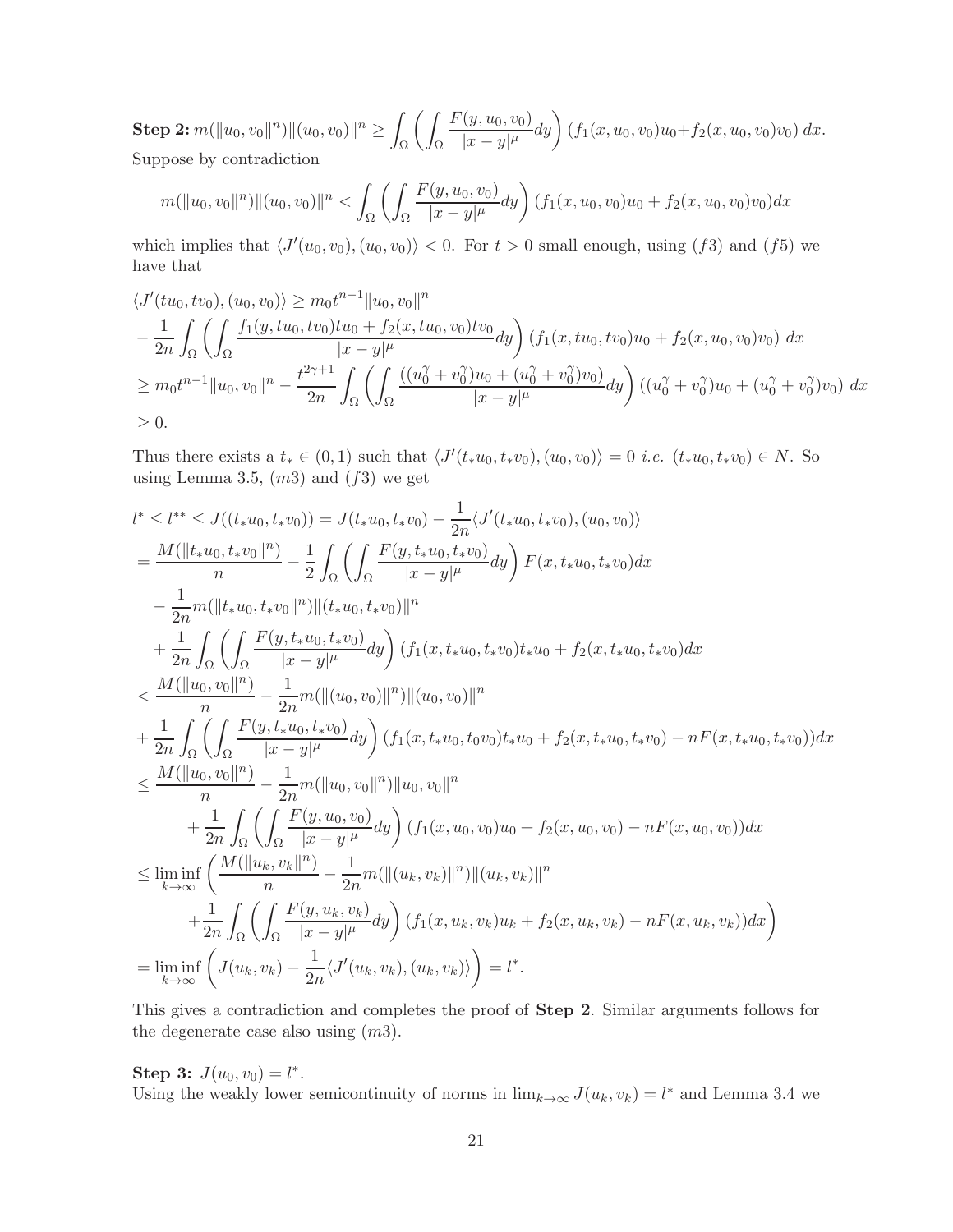**Step 2:** $m(\|u_0, v_0\|^n)\|(u_0, v_0)\|^n \geq \int_\Omega \left( \int_\Omega \frac{F(y, u_0, v_0)}{|x-y|^\mu} dy \right) (f_1(x, u_0, v_0)u_0 + f_2(x, u_0, v_0)v_0) \, dx.$

Suppose by contradiction

$$m(\|u_0, v_0\|^n)\|(u_0, v_0)\|^n < \int_\Omega \left( \int_\Omega \frac{F(y, u_0, v_0)}{|x-y|^\mu} dy \right) (f_1(x, u_0, v_0)u_0 + f_2(x, u_0, v_0)v_0) dx$$

which implies that $\langle J'(u_0, v_0), (u_0, v_0) \rangle < 0$. For $t > 0$ small enough, using $(f3)$ and $(f5)$ we have that

$$\begin{aligned}
&\langle J'(tu_0, tv_0), (u_0, v_0) \rangle \geq m_0 t^{n-1} \|u_0, v_0\|^n \\
&- \frac{1}{2n} \int_\Omega \left( \int_\Omega \frac{f_1(y, tu_0, tv_0)tu_0 + f_2(x, tu_0, v_0)tv_0}{|x-y|^\mu} dy \right) (f_1(x, tu_0, tv_0)u_0 + f_2(x, tu_0, v_0)v_0) \, dx \\
&\geq m_0 t^{n-1} \|u_0, v_0\|^n - \frac{t^{2\gamma+1}}{2n} \int_\Omega \left( \int_\Omega \frac{((u_0^\gamma + v_0^\gamma)u_0 + (u_0^\gamma + v_0^\gamma)v_0)}{|x-y|^\mu} dy \right) ((u_0^\gamma + v_0^\gamma)u_0 + (u_0^\gamma + v_0^\gamma)v_0) \, dx \\
&\geq 0.
\end{aligned}$$

Thus there exists a $t_* \in (0, 1)$ such that $\langle J'(t_* u_0, t_* v_0), (u_0, v_0) \rangle = 0$ *i.e.* $(t_* u_0, t_* v_0) \in N$. So using Lemma 3.5, $(m3)$ and $(f3)$ we get

$$\begin{aligned}
l^* &\leq l^{**} \leq J((t_* u_0, t_* v_0)) = J(t_* u_0, t_* v_0) - \frac{1}{2n} \langle J'(t_* u_0, t_* v_0), (u_0, v_0) \rangle \\
&= \frac{M(\|t_* u_0, t_* v_0\|^n)}{n} - \frac{1}{2} \int_\Omega \left( \int_\Omega \frac{F(y, t_* u_0, t_* v_0)}{|x-y|^\mu} dy \right) F(x, t_* u_0, t_* v_0) dx \\
&\quad - \frac{1}{2n} m(\|t_* u_0, t_* v_0\|^n) \|(t_* u_0, t_* v_0)\|^n \\
&\quad + \frac{1}{2n} \int_\Omega \left( \int_\Omega \frac{F(y, t_* u_0, t_* v_0)}{|x-y|^\mu} dy \right) (f_1(x, t_* u_0, t_* v_0)t_* u_0 + f_2(x, t_* u_0, t_* v_0) dx \\
&< \frac{M(\|u_0, v_0\|^n)}{n} - \frac{1}{2n} m(\|(u_0, v_0)\|^n) \|(u_0, v_0)\|^n \\
&+ \frac{1}{2n} \int_\Omega \left( \int_\Omega \frac{F(y, t_* u_0, t_* v_0)}{|x-y|^\mu} dy \right) (f_1(x, t_* u_0, t_0 v_0)t_* u_0 + f_2(x, t_* u_0, t_* v_0) - nF(x, t_* u_0, t_* v_0)) dx \\
&\leq \frac{M(\|u_0, v_0\|^n)}{n} - \frac{1}{2n} m(\|u_0, v_0\|^n) \|u_0, v_0\|^n \\
&\quad\quad + \frac{1}{2n} \int_\Omega \left( \int_\Omega \frac{F(y, u_0, v_0)}{|x-y|^\mu} dy \right) (f_1(x, u_0, v_0)u_0 + f_2(x, u_0, v_0) - nF(x, u_0, v_0)) dx \\
&\leq \liminf_{k \to \infty} \left( \frac{M(\|u_k, v_k\|^n)}{n} - \frac{1}{2n} m(\|(u_k, v_k)\|^n) \|(u_k, v_k)\|^n \right. \\
&\quad\quad \left. + \frac{1}{2n} \int_\Omega \left( \int_\Omega \frac{F(y, u_k, v_k)}{|x-y|^\mu} dy \right) (f_1(x, u_k, v_k)u_k + f_2(x, u_k, v_k) - nF(x, u_k, v_k)) dx \right) \\
&= \liminf_{k \to \infty} \left( J(u_k, v_k) - \frac{1}{2n} \langle J'(u_k, v_k), (u_k, v_k) \rangle \right) = l^*.
\end{aligned}$$

This gives a contradiction and completes the proof of **Step 2**. Similar arguments follows for the degenerate case also using $(m3)$.

**Step 3:** $J(u_0, v_0) = l^*$.

Using the weakly lower semicontinuity of norms in $\lim_{k \to \infty} J(u_k, v_k) = l^*$ and Lemma 3.4 we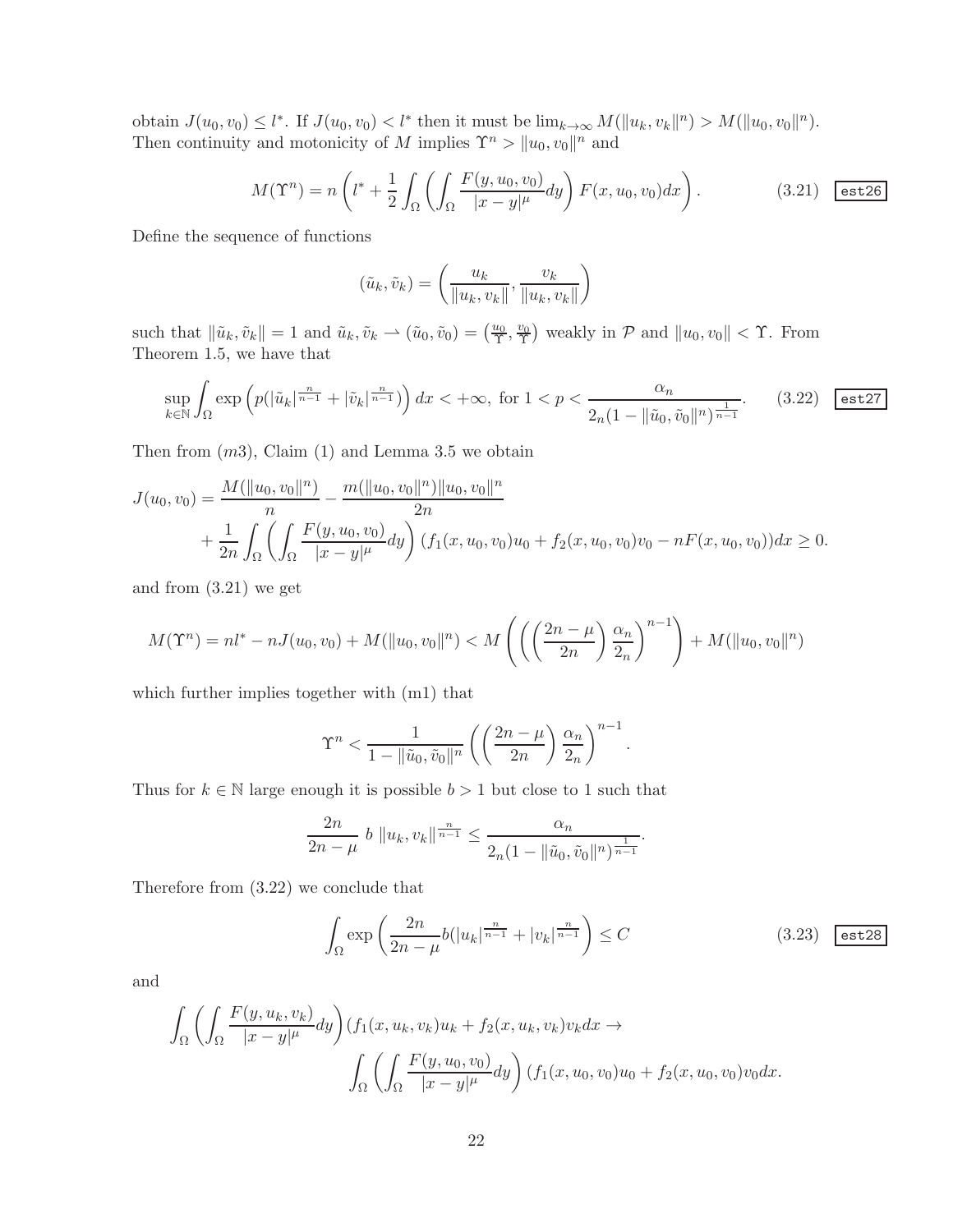obtain $J(u_0, v_0) \leq l^*$. If $J(u_0, v_0) < l^*$ then it must be $\lim_{k\to\infty} M(\|u_k, v_k\|^n) > M(\|u_0, v_0\|^n)$. Then continuity and motonicity of $M$ implies $\Upsilon^n > \|u_0, v_0\|^n$ and

$$M(\Upsilon^n) = n\left(l^* + \frac{1}{2}\int_\Omega \left(\int_\Omega \frac{F(y,u_0,v_0)}{|x-y|^\mu}dy\right) F(x,u_0,v_0)dx\right). \tag{3.21}$$

Define the sequence of functions

$$(\tilde{u}_k, \tilde{v}_k) = \left(\frac{u_k}{\|u_k, v_k\|}, \frac{v_k}{\|u_k, v_k\|}\right)$$

such that $\|\tilde{u}_k, \tilde{v}_k\| = 1$ and $\tilde{u}_k, \tilde{v}_k \rightharpoonup (\tilde{u}_0, \tilde{v}_0) = \left(\frac{u_0}{\Upsilon}, \frac{v_0}{\Upsilon}\right)$ weakly in $\mathcal{P}$ and $\|u_0, v_0\| < \Upsilon$. From Theorem 1.5, we have that

$$\sup_{k\in\mathbb{N}} \int_\Omega \exp\left(p(|\tilde{u}_k|^{\frac{n}{n-1}} + |\tilde{v}_k|^{\frac{n}{n-1}})\right) dx < +\infty, \text{ for } 1 < p < \frac{\alpha_n}{2_n(1 - \|\tilde{u}_0, \tilde{v}_0\|^n)^{\frac{1}{n-1}}}. \tag{3.22}$$

Then from $(m3)$, Claim (1) and Lemma 3.5 we obtain

$$\begin{aligned}J(u_0, v_0) &= \frac{M(\|u_0, v_0\|^n)}{n} - \frac{m(\|u_0, v_0\|^n)\|u_0, v_0\|^n}{2n} \\ &\quad + \frac{1}{2n}\int_\Omega \left(\int_\Omega \frac{F(y,u_0,v_0)}{|x-y|^\mu}dy\right)(f_1(x,u_0,v_0)u_0 + f_2(x,u_0,v_0)v_0 - nF(x,u_0,v_0))dx \geq 0.\end{aligned}$$

and from (3.21) we get

$$M(\Upsilon^n) = nl^* - nJ(u_0, v_0) + M(\|u_0, v_0\|^n) < M\left(\left(\left(\frac{2n-\mu}{2n}\right)\frac{\alpha_n}{2_n}\right)^{n-1}\right) + M(\|u_0, v_0\|^n)$$

which further implies together with (m1) that

$$\Upsilon^n < \frac{1}{1 - \|\tilde{u}_0, \tilde{v}_0\|^n}\left(\left(\frac{2n-\mu}{2n}\right)\frac{\alpha_n}{2_n}\right)^{n-1}.$$

Thus for $k \in \mathbb{N}$ large enough it is possible $b > 1$ but close to 1 such that

$$\frac{2n}{2n-\mu}\ b\ \|u_k, v_k\|^{\frac{n}{n-1}} \leq \frac{\alpha_n}{2_n(1 - \|\tilde{u}_0, \tilde{v}_0\|^n)^{\frac{1}{n-1}}}.$$

Therefore from (3.22) we conclude that

$$\int_\Omega \exp\left(\frac{2n}{2n-\mu}b(|u_k|^{\frac{n}{n-1}} + |v_k|^{\frac{n}{n-1}}\right) \leq C \tag{3.23}$$

and

$$\begin{aligned}&\int_\Omega \left(\int_\Omega \frac{F(y,u_k,v_k)}{|x-y|^\mu}dy\right)(f_1(x,u_k,v_k)u_k + f_2(x,u_k,v_k)v_k dx \to \\ &\qquad\qquad \int_\Omega \left(\int_\Omega \frac{F(y,u_0,v_0)}{|x-y|^\mu}dy\right)(f_1(x,u_0,v_0)u_0 + f_2(x,u_0,v_0)v_0 dx.\end{aligned}$$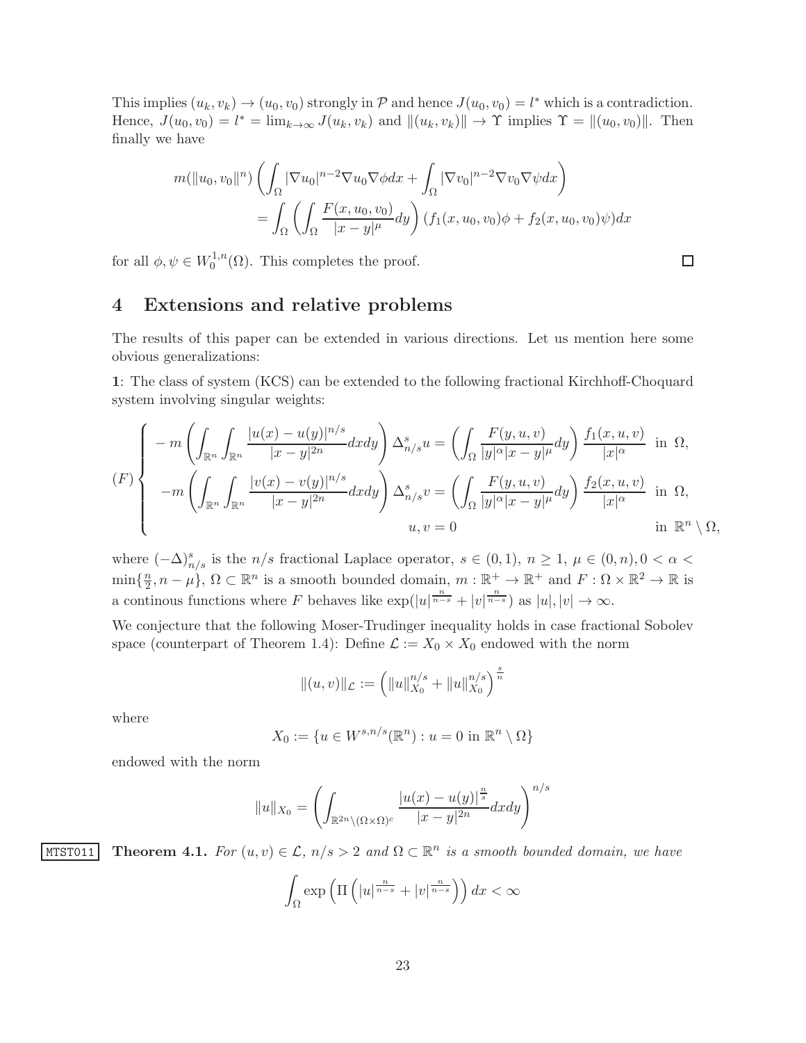This implies $(u_k, v_k) \to (u_0, v_0)$ strongly in $\mathcal{P}$ and hence $J(u_0, v_0) = l^*$ which is a contradiction. Hence, $J(u_0, v_0) = l^* = \lim_{k\to\infty} J(u_k, v_k)$ and $\|(u_k, v_k)\| \to \Upsilon$ implies $\Upsilon = \|(u_0, v_0)\|$. Then finally we have

$$
\begin{aligned}
m(\|u_0, v_0\|^n) &\left( \int_\Omega |\nabla u_0|^{n-2} \nabla u_0 \nabla \phi dx + \int_\Omega |\nabla v_0|^{n-2} \nabla v_0 \nabla \psi dx \right) \\
&= \int_\Omega \left( \int_\Omega \frac{F(x, u_0, v_0)}{|x-y|^\mu} dy \right) (f_1(x, u_0, v_0)\phi + f_2(x, u_0, v_0)\psi) dx
\end{aligned}
$$

for all $\phi, \psi \in W_0^{1,n}(\Omega)$. This completes the proof. $\square$

## 4 Extensions and relative problems

The results of this paper can be extended in various directions. Let us mention here some obvious generalizations:

**1**: The class of system (KCS) can be extended to the following fractional Kirchhoff-Choquard system involving singular weights:

$$
(F) \begin{cases}
-m\left( \displaystyle\int_{\mathbb{R}^n}\int_{\mathbb{R}^n} \frac{|u(x)-u(y)|^{n/s}}{|x-y|^{2n}} dxdy \right) \Delta_{n/s}^s u = \left( \displaystyle\int_\Omega \frac{F(y,u,v)}{|y|^\alpha |x-y|^\mu} dy \right) \frac{f_1(x,u,v)}{|x|^\alpha} & \text{in } \Omega, \\
-m\left( \displaystyle\int_{\mathbb{R}^n}\int_{\mathbb{R}^n} \frac{|v(x)-v(y)|^{n/s}}{|x-y|^{2n}} dxdy \right) \Delta_{n/s}^s v = \left( \displaystyle\int_\Omega \frac{F(y,u,v)}{|y|^\alpha |x-y|^\mu} dy \right) \frac{f_2(x,u,v)}{|x|^\alpha} & \text{in } \Omega, \\
u, v = 0 & \text{in } \mathbb{R}^n \setminus \Omega,
\end{cases}
$$

where $(-\Delta)_{n/s}^s$ is the $n/s$ fractional Laplace operator, $s \in (0,1)$, $n \geq 1$, $\mu \in (0,n), 0 < \alpha < \min\{\frac{n}{2}, n-\mu\}$, $\Omega \subset \mathbb{R}^n$ is a smooth bounded domain, $m : \mathbb{R}^+ \to \mathbb{R}^+$ and $F : \Omega \times \mathbb{R}^2 \to \mathbb{R}$ is a continous functions where $F$ behaves like $\exp(|u|^{\frac{n}{n-s}} + |v|^{\frac{n}{n-s}})$ as $|u|, |v| \to \infty$.

We conjecture that the following Moser-Trudinger inequality holds in case fractional Sobolev space (counterpart of Theorem 1.4): Define $\mathcal{L} := X_0 \times X_0$ endowed with the norm

$$
\|(u,v)\|_{\mathcal{L}} := \left( \|u\|_{X_0}^{n/s} + \|u\|_{X_0}^{n/s} \right)^{\frac{s}{n}}
$$

where

$$
X_0 := \{ u \in W^{s,n/s}(\mathbb{R}^n) : u = 0 \text{ in } \mathbb{R}^n \setminus \Omega \}
$$

endowed with the norm

$$
\|u\|_{X_0} = \left( \int_{\mathbb{R}^{2n} \setminus (\Omega \times \Omega)^c} \frac{|u(x)-u(y)|^{\frac{n}{s}}}{|x-y|^{2n}} dxdy \right)^{n/s}
$$

**Theorem 4.1.** *For $(u,v) \in \mathcal{L}$, $n/s > 2$ and $\Omega \subset \mathbb{R}^n$ is a smooth bounded domain, we have*

$$
\int_\Omega \exp\left( \Pi \left( |u|^{\frac{n}{n-s}} + |v|^{\frac{n}{n-s}} \right) \right) dx < \infty
$$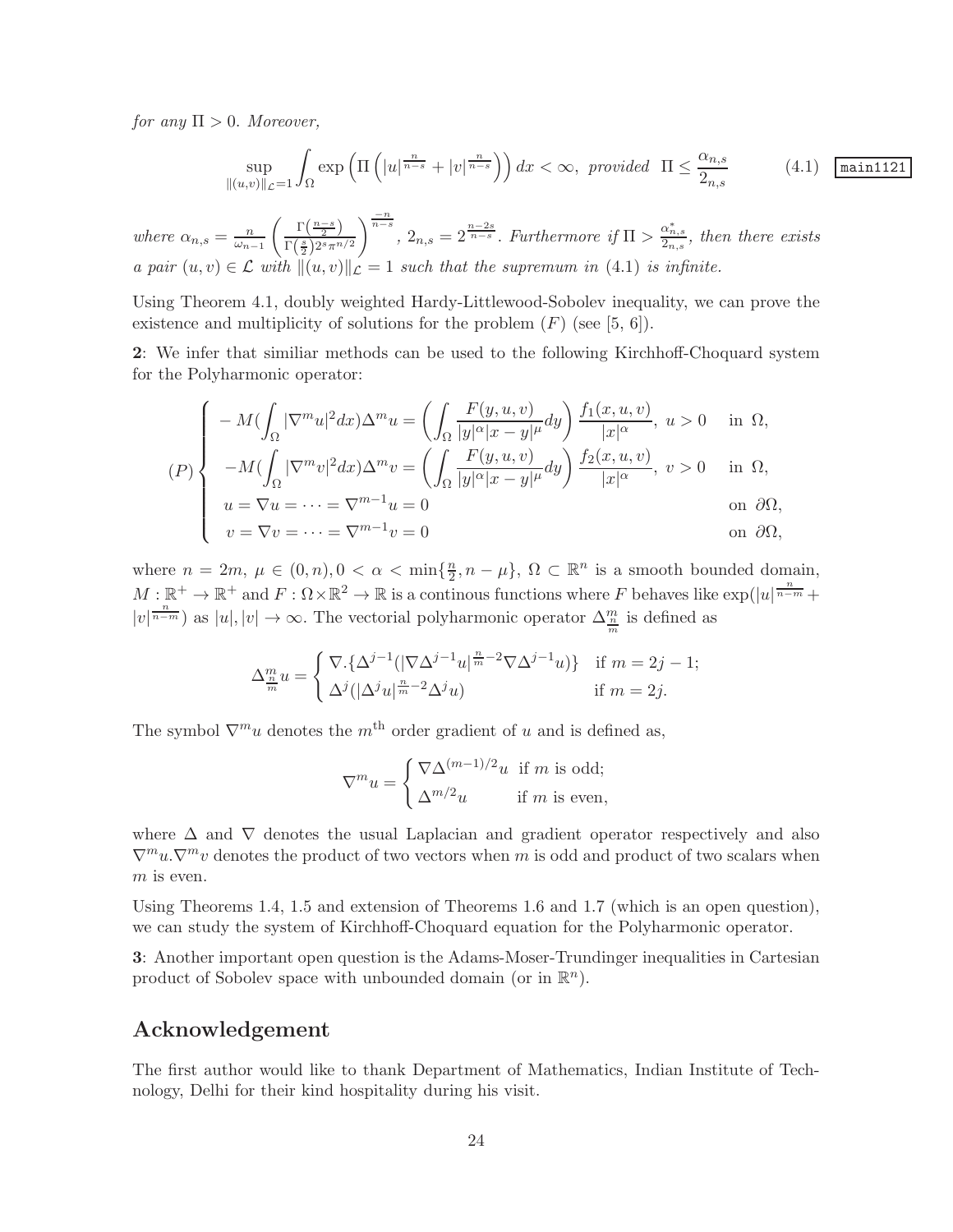*for any* $\Pi > 0$*. Moreover,*

$$\sup_{\|(u,v)\|_{\mathcal{L}}=1} \int_\Omega \exp\left(\Pi\left(|u|^{\frac{n}{n-s}} + |v|^{\frac{n}{n-s}}\right)\right) dx < \infty, \text{ provided } \Pi \leq \frac{\alpha_{n,s}}{2_{n,s}} \tag{4.1}$$

*where* $\alpha_{n,s} = \frac{n}{\omega_{n-1}}\left(\frac{\Gamma\left(\frac{n-s}{2}\right)}{\Gamma\left(\frac{s}{2}\right)2^s\pi^{n/2}}\right)^{\frac{-n}{n-s}}$, $2_{n,s} = 2^{\frac{n-2s}{n-s}}$*. Furthermore if* $\Pi > \frac{\alpha^*_{n,s}}{2_{n,s}}$*, then there exists a pair* $(u,v) \in \mathcal{L}$ *with* $\|(u,v)\|_{\mathcal{L}} = 1$ *such that the supremum in* (4.1) *is infinite.*

Using Theorem 4.1, doubly weighted Hardy-Littlewood-Sobolev inequality, we can prove the existence and multiplicity of solutions for the problem $(F)$ (see [5, 6]).

**2**: We infer that similiar methods can be used to the following Kirchhoff-Choquard system for the Polyharmonic operator:

$$(P)\begin{cases} -M(\int_\Omega |\nabla^m u|^2 dx)\Delta^m u = \left(\int_\Omega \frac{F(y,u,v)}{|y|^\alpha|x-y|^\mu}dy\right)\frac{f_1(x,u,v)}{|x|^\alpha},\ u>0 & \text{in } \Omega, \\ -M(\int_\Omega |\nabla^m v|^2 dx)\Delta^m v = \left(\int_\Omega \frac{F(y,u,v)}{|y|^\alpha|x-y|^\mu}dy\right)\frac{f_2(x,u,v)}{|x|^\alpha},\ v>0 & \text{in } \Omega, \\ u = \nabla u = \cdots = \nabla^{m-1}u = 0 & \text{on } \partial\Omega, \\ v = \nabla v = \cdots = \nabla^{m-1}v = 0 & \text{on } \partial\Omega, \end{cases}$$

where $n = 2m$, $\mu \in (0,n), 0 < \alpha < \min\{\frac{n}{2}, n-\mu\}$, $\Omega \subset \mathbb{R}^n$ is a smooth bounded domain, $M : \mathbb{R}^+ \to \mathbb{R}^+$ and $F : \Omega\times\mathbb{R}^2 \to \mathbb{R}$ is a continous functions where $F$ behaves like $\exp(|u|^{\frac{n}{n-m}} + |v|^{\frac{n}{n-m}})$ as $|u|, |v| \to \infty$. The vectorial polyharmonic operator $\Delta^m_{\frac{n}{m}}$ is defined as

$$\Delta^m_{\frac{n}{m}} u = \begin{cases} \nabla.\{\Delta^{j-1}(|\nabla\Delta^{j-1}u|^{\frac{n}{m}-2}\nabla\Delta^{j-1}u)\} & \text{if } m = 2j-1; \\ \Delta^j(|\Delta^j u|^{\frac{n}{m}-2}\Delta^j u) & \text{if } m = 2j. \end{cases}$$

The symbol $\nabla^m u$ denotes the $m^{\text{th}}$ order gradient of $u$ and is defined as,

$$\nabla^m u = \begin{cases} \nabla\Delta^{(m-1)/2}u & \text{if } m \text{ is odd;} \\ \Delta^{m/2}u & \text{if } m \text{ is even,} \end{cases}$$

where $\Delta$ and $\nabla$ denotes the usual Laplacian and gradient operator respectively and also $\nabla^m u.\nabla^m v$ denotes the product of two vectors when $m$ is odd and product of two scalars when $m$ is even.

Using Theorems 1.4, 1.5 and extension of Theorems 1.6 and 1.7 (which is an open question), we can study the system of Kirchhoff-Choquard equation for the Polyharmonic operator.

**3**: Another important open question is the Adams-Moser-Trundinger inequalities in Cartesian product of Sobolev space with unbounded domain (or in $\mathbb{R}^n$).

## Acknowledgement

The first author would like to thank Department of Mathematics, Indian Institute of Technology, Delhi for their kind hospitality during his visit.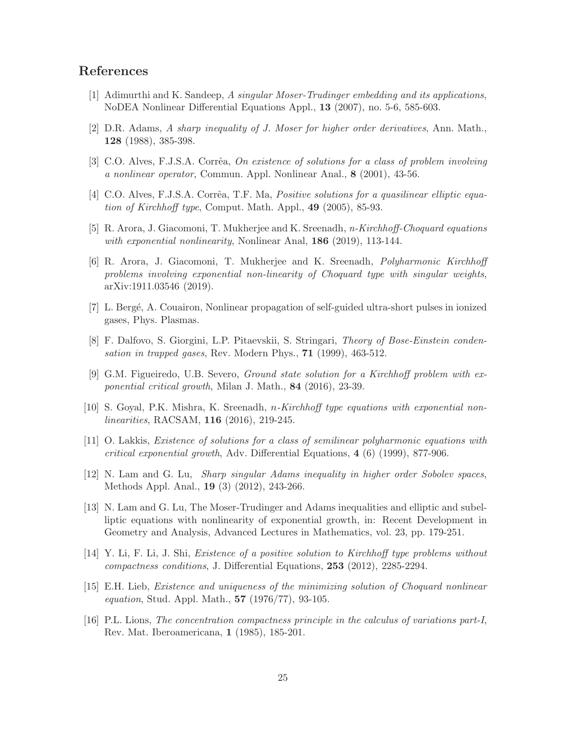## References

[1] Adimurthi and K. Sandeep, *A singular Moser-Trudinger embedding and its applications*, NoDEA Nonlinear Differential Equations Appl., **13** (2007), no. 5-6, 585-603.

[2] D.R. Adams, *A sharp inequality of J. Moser for higher order derivatives*, Ann. Math., **128** (1988), 385-398.

[3] C.O. Alves, F.J.S.A. Corrêa, *On existence of solutions for a class of problem involving a nonlinear operator*, Commun. Appl. Nonlinear Anal., **8** (2001), 43-56.

[4] C.O. Alves, F.J.S.A. Corrêa, T.F. Ma, *Positive solutions for a quasilinear elliptic equation of Kirchhoff type*, Comput. Math. Appl., **49** (2005), 85-93.

[5] R. Arora, J. Giacomoni, T. Mukherjee and K. Sreenadh, *n-Kirchhoff-Choquard equations with exponential nonlinearity*, Nonlinear Anal, **186** (2019), 113-144.

[6] R. Arora, J. Giacomoni, T. Mukherjee and K. Sreenadh, *Polyharmonic Kirchhoff problems involving exponential non-linearity of Choquard type with singular weights*, arXiv:1911.03546 (2019).

[7] L. Bergé, A. Couairon, Nonlinear propagation of self-guided ultra-short pulses in ionized gases, Phys. Plasmas.

[8] F. Dalfovo, S. Giorgini, L.P. Pitaevskii, S. Stringari, *Theory of Bose-Einstein condensation in trapped gases*, Rev. Modern Phys., **71** (1999), 463-512.

[9] G.M. Figueiredo, U.B. Severo, *Ground state solution for a Kirchhoff problem with exponential critical growth*, Milan J. Math., **84** (2016), 23-39.

[10] S. Goyal, P.K. Mishra, K. Sreenadh, *n-Kirchhoff type equations with exponential nonlinearities*, RACSAM, **116** (2016), 219-245.

[11] O. Lakkis, *Existence of solutions for a class of semilinear polyharmonic equations with critical exponential growth*, Adv. Differential Equations, **4** (6) (1999), 877-906.

[12] N. Lam and G. Lu, *Sharp singular Adams inequality in higher order Sobolev spaces*, Methods Appl. Anal., **19** (3) (2012), 243-266.

[13] N. Lam and G. Lu, The Moser-Trudinger and Adams inequalities and elliptic and subelliptic equations with nonlinearity of exponential growth, in: Recent Development in Geometry and Analysis, Advanced Lectures in Mathematics, vol. 23, pp. 179-251.

[14] Y. Li, F. Li, J. Shi, *Existence of a positive solution to Kirchhoff type problems without compactness conditions*, J. Differential Equations, **253** (2012), 2285-2294.

[15] E.H. Lieb, *Existence and uniqueness of the minimizing solution of Choquard nonlinear equation*, Stud. Appl. Math., **57** (1976/77), 93-105.

[16] P.L. Lions, *The concentration compactness principle in the calculus of variations part-I*, Rev. Mat. Iberoamericana, **1** (1985), 185-201.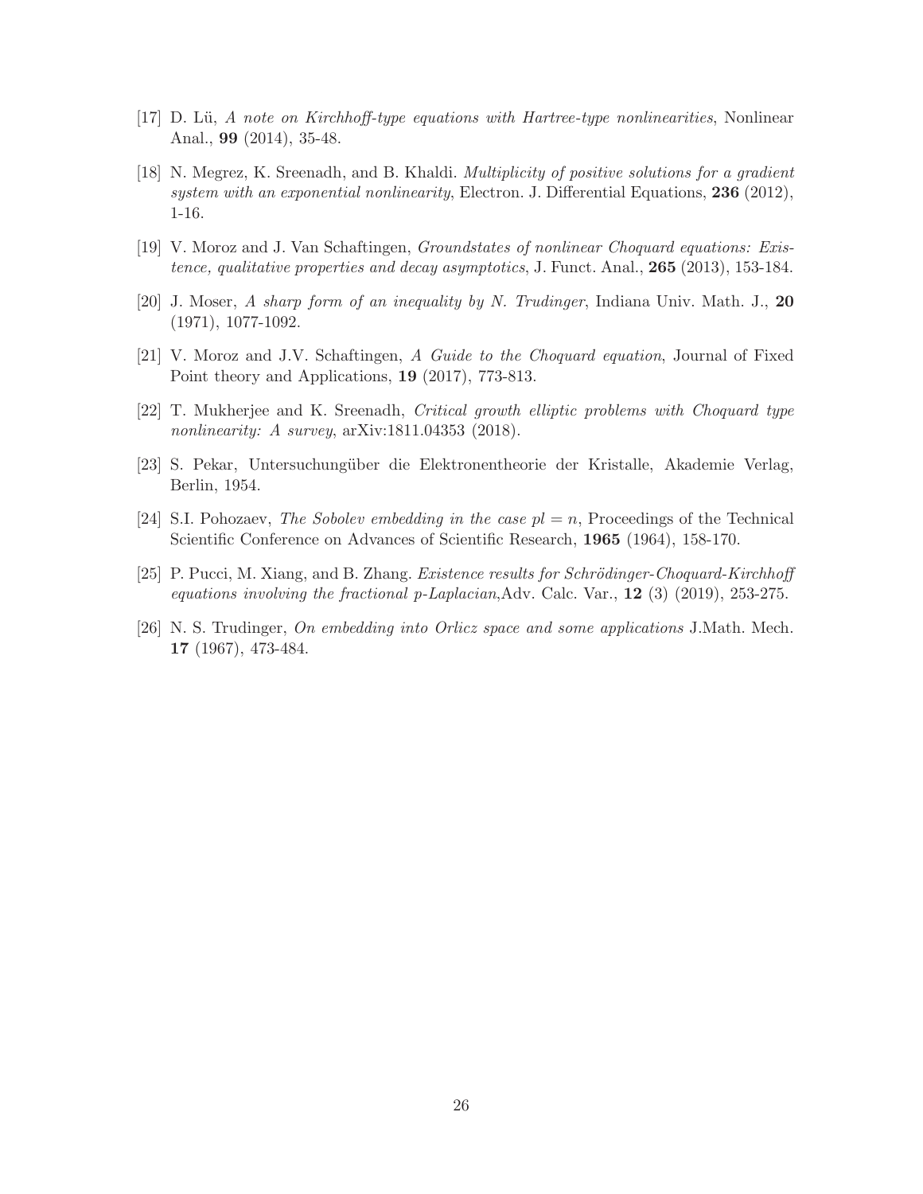[17] D. Lü, *A note on Kirchhoff-type equations with Hartree-type nonlinearities*, Nonlinear Anal., **99** (2014), 35-48.

[18] N. Megrez, K. Sreenadh, and B. Khaldi. *Multiplicity of positive solutions for a gradient system with an exponential nonlinearity*, Electron. J. Differential Equations, **236** (2012), 1-16.

[19] V. Moroz and J. Van Schaftingen, *Groundstates of nonlinear Choquard equations: Existence, qualitative properties and decay asymptotics*, J. Funct. Anal., **265** (2013), 153-184.

[20] J. Moser, *A sharp form of an inequality by N. Trudinger*, Indiana Univ. Math. J., **20** (1971), 1077-1092.

[21] V. Moroz and J.V. Schaftingen, *A Guide to the Choquard equation*, Journal of Fixed Point theory and Applications, **19** (2017), 773-813.

[22] T. Mukherjee and K. Sreenadh, *Critical growth elliptic problems with Choquard type nonlinearity: A survey*, arXiv:1811.04353 (2018).

[23] S. Pekar, Untersuchungüber die Elektronentheorie der Kristalle, Akademie Verlag, Berlin, 1954.

[24] S.I. Pohozaev, *The Sobolev embedding in the case $pl = n$*, Proceedings of the Technical Scientific Conference on Advances of Scientific Research, **1965** (1964), 158-170.

[25] P. Pucci, M. Xiang, and B. Zhang. *Existence results for Schrödinger-Choquard-Kirchhoff equations involving the fractional p-Laplacian*,Adv. Calc. Var., **12** (3) (2019), 253-275.

[26] N. S. Trudinger, *On embedding into Orlicz space and some applications* J.Math. Mech. **17** (1967), 473-484.